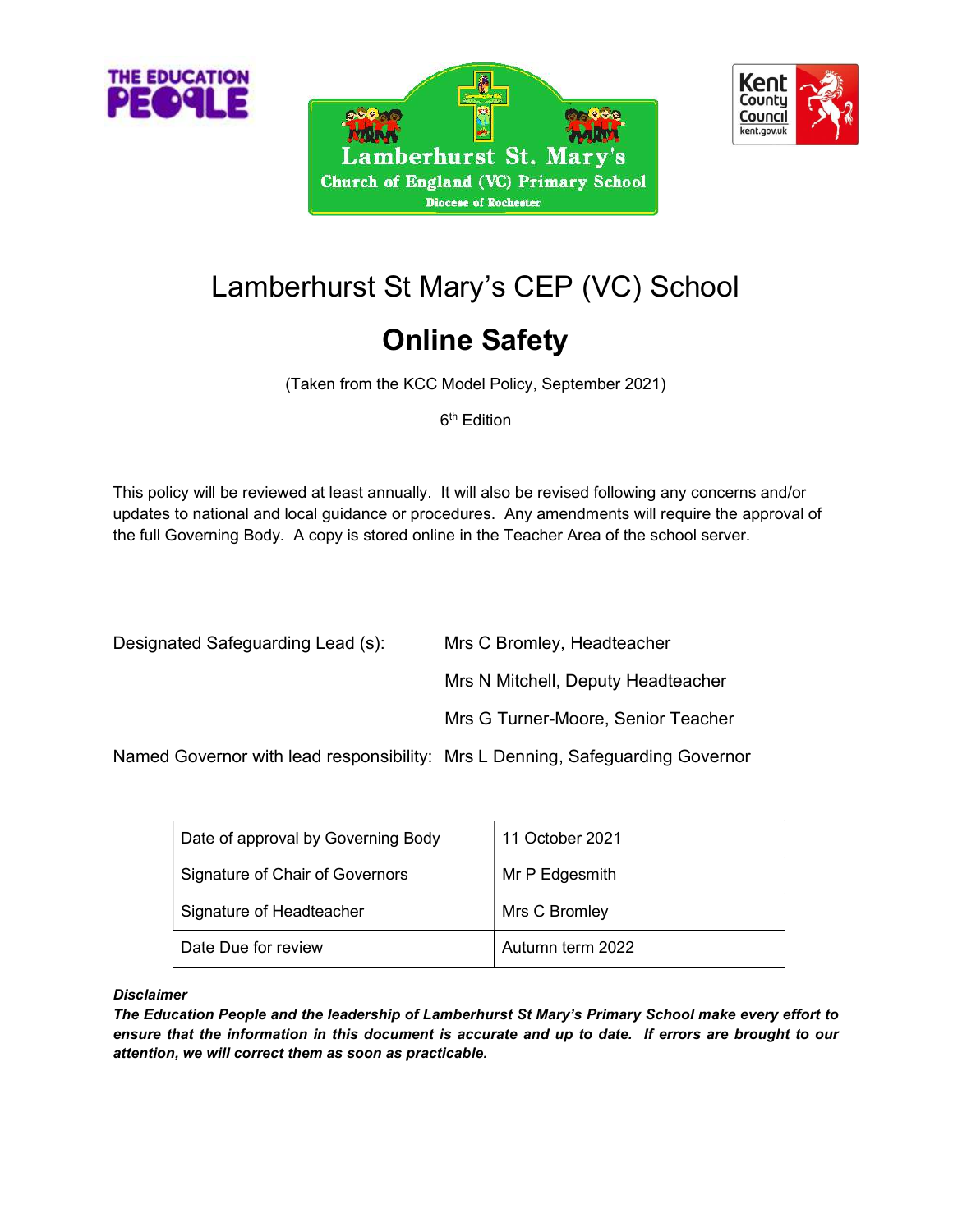# Lamberhurst St Mary's CEP (VC) School

## Online Safety

(Taken from the KCC Model Policy, September 2021)

6th Edition

This policy will be reviewed at least annually. It will also be revised following any concerns and/or updates to national and local guidance or procedures. Any amendments will require the approval of the full Governing Body. A copy is stored online in the Teacher Area of the school server.

Designated Safeguarding Lead (s): Mrs C Bromley, Headteacher

Mrs N Mitchell, Deputy Headteacher

Mrs G Turner-Moore, Senior Teacher

Named Governor with lead responsibility: Mrs L Denning, Safeguarding Governor

| Date of approval by Governing Body | 11 October 2021 |
|---|---|
| Signature of Chair of Governors | Mr P Edgesmith |
| Signature of Headteacher | Mrs C Bromley |
| Date Due for review | Autumn term 2022 |

***Disclaimer***

***The Education People and the leadership of Lamberhurst St Mary's Primary School make every effort to ensure that the information in this document is accurate and up to date. If errors are brought to our attention, we will correct them as soon as practicable.***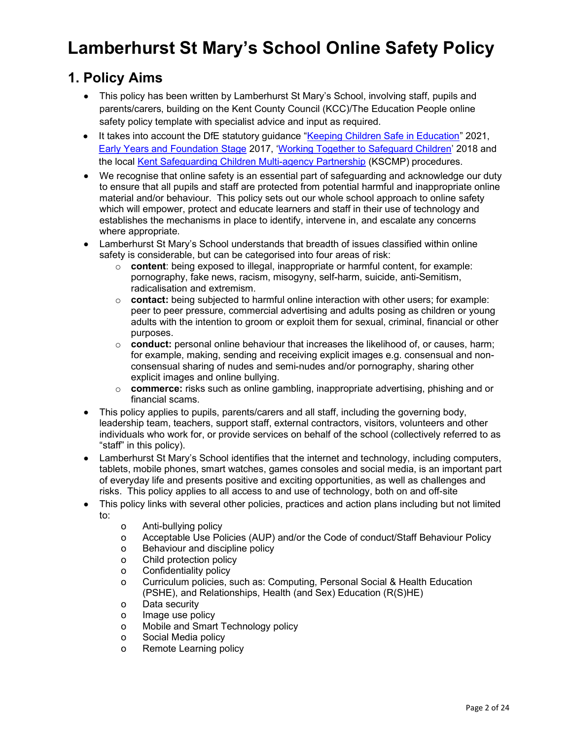# Lamberhurst St Mary's School Online Safety Policy

## 1. Policy Aims

- This policy has been written by Lamberhurst St Mary's School, involving staff, pupils and parents/carers, building on the Kent County Council (KCC)/The Education People online safety policy template with specialist advice and input as required.
- It takes into account the DfE statutory guidance "Keeping Children Safe in Education" 2021, Early Years and Foundation Stage 2017, 'Working Together to Safeguard Children' 2018 and the local Kent Safeguarding Children Multi-agency Partnership (KSCMP) procedures.
- We recognise that online safety is an essential part of safeguarding and acknowledge our duty to ensure that all pupils and staff are protected from potential harmful and inappropriate online material and/or behaviour. This policy sets out our whole school approach to online safety which will empower, protect and educate learners and staff in their use of technology and establishes the mechanisms in place to identify, intervene in, and escalate any concerns where appropriate.
- Lamberhurst St Mary's School understands that breadth of issues classified within online safety is considerable, but can be categorised into four areas of risk:
  - **content**: being exposed to illegal, inappropriate or harmful content, for example: pornography, fake news, racism, misogyny, self-harm, suicide, anti-Semitism, radicalisation and extremism.
  - **contact:** being subjected to harmful online interaction with other users; for example: peer to peer pressure, commercial advertising and adults posing as children or young adults with the intention to groom or exploit them for sexual, criminal, financial or other purposes.
  - **conduct:** personal online behaviour that increases the likelihood of, or causes, harm; for example, making, sending and receiving explicit images e.g. consensual and non-consensual sharing of nudes and semi-nudes and/or pornography, sharing other explicit images and online bullying.
  - **commerce:** risks such as online gambling, inappropriate advertising, phishing and or financial scams.
- This policy applies to pupils, parents/carers and all staff, including the governing body, leadership team, teachers, support staff, external contractors, visitors, volunteers and other individuals who work for, or provide services on behalf of the school (collectively referred to as "staff" in this policy).
- Lamberhurst St Mary's School identifies that the internet and technology, including computers, tablets, mobile phones, smart watches, games consoles and social media, is an important part of everyday life and presents positive and exciting opportunities, as well as challenges and risks. This policy applies to all access to and use of technology, both on and off-site
- This policy links with several other policies, practices and action plans including but not limited to:
  - Anti-bullying policy
  - Acceptable Use Policies (AUP) and/or the Code of conduct/Staff Behaviour Policy
  - Behaviour and discipline policy
  - Child protection policy
  - Confidentiality policy
  - Curriculum policies, such as: Computing, Personal Social & Health Education (PSHE), and Relationships, Health (and Sex) Education (R(S)HE)
  - Data security
  - Image use policy
  - Mobile and Smart Technology policy
  - Social Media policy
  - Remote Learning policy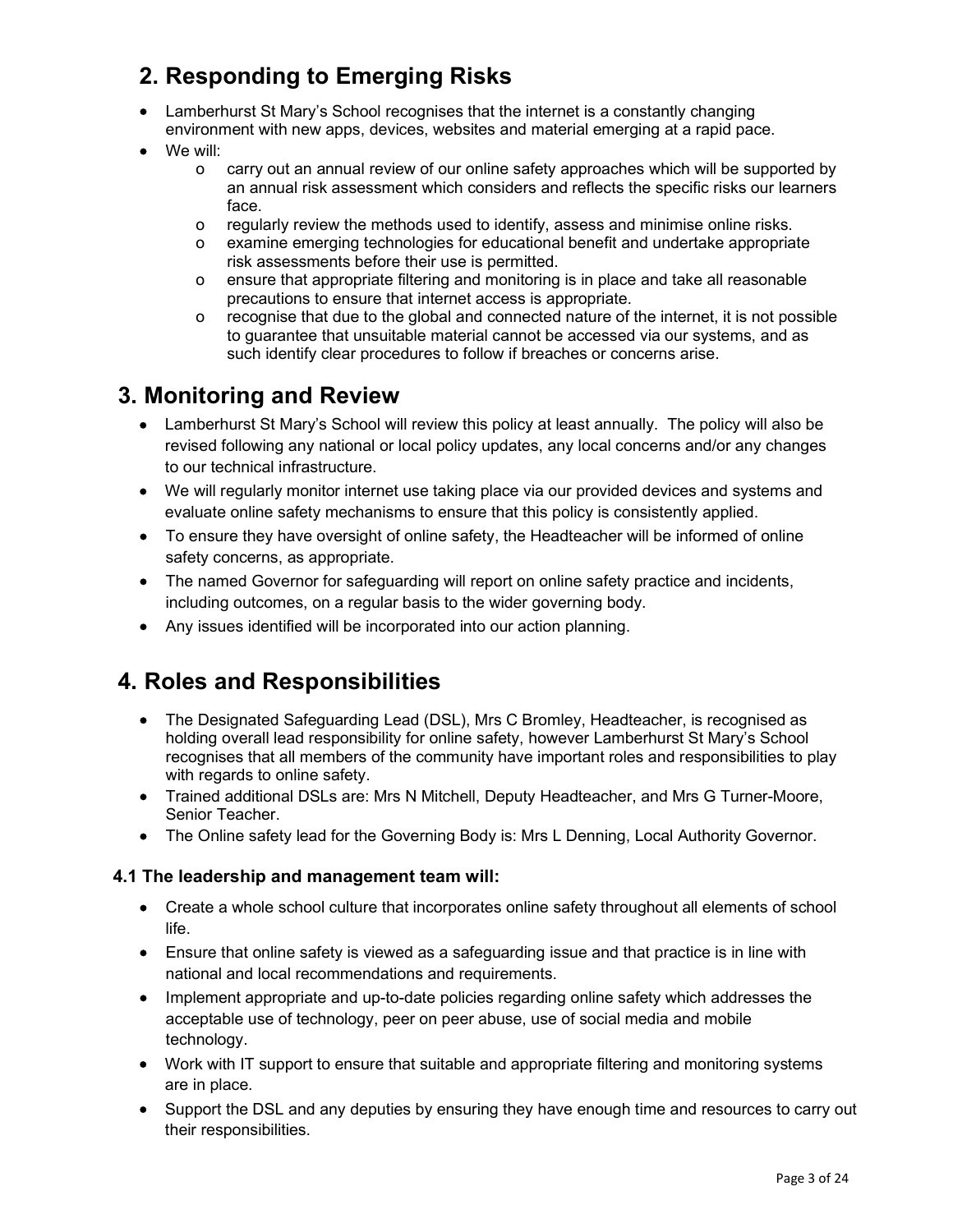## 2. Responding to Emerging Risks

- Lamberhurst St Mary's School recognises that the internet is a constantly changing environment with new apps, devices, websites and material emerging at a rapid pace.
- We will:
  - carry out an annual review of our online safety approaches which will be supported by an annual risk assessment which considers and reflects the specific risks our learners face.
  - regularly review the methods used to identify, assess and minimise online risks.
  - examine emerging technologies for educational benefit and undertake appropriate risk assessments before their use is permitted.
  - ensure that appropriate filtering and monitoring is in place and take all reasonable precautions to ensure that internet access is appropriate.
  - recognise that due to the global and connected nature of the internet, it is not possible to guarantee that unsuitable material cannot be accessed via our systems, and as such identify clear procedures to follow if breaches or concerns arise.

## 3. Monitoring and Review

- Lamberhurst St Mary's School will review this policy at least annually. The policy will also be revised following any national or local policy updates, any local concerns and/or any changes to our technical infrastructure.
- We will regularly monitor internet use taking place via our provided devices and systems and evaluate online safety mechanisms to ensure that this policy is consistently applied.
- To ensure they have oversight of online safety, the Headteacher will be informed of online safety concerns, as appropriate.
- The named Governor for safeguarding will report on online safety practice and incidents, including outcomes, on a regular basis to the wider governing body.
- Any issues identified will be incorporated into our action planning.

## 4. Roles and Responsibilities

- The Designated Safeguarding Lead (DSL), Mrs C Bromley, Headteacher, is recognised as holding overall lead responsibility for online safety, however Lamberhurst St Mary's School recognises that all members of the community have important roles and responsibilities to play with regards to online safety.
- Trained additional DSLs are: Mrs N Mitchell, Deputy Headteacher, and Mrs G Turner-Moore, Senior Teacher.
- The Online safety lead for the Governing Body is: Mrs L Denning, Local Authority Governor.

### 4.1 The leadership and management team will:

- Create a whole school culture that incorporates online safety throughout all elements of school life.
- Ensure that online safety is viewed as a safeguarding issue and that practice is in line with national and local recommendations and requirements.
- Implement appropriate and up-to-date policies regarding online safety which addresses the acceptable use of technology, peer on peer abuse, use of social media and mobile technology.
- Work with IT support to ensure that suitable and appropriate filtering and monitoring systems are in place.
- Support the DSL and any deputies by ensuring they have enough time and resources to carry out their responsibilities.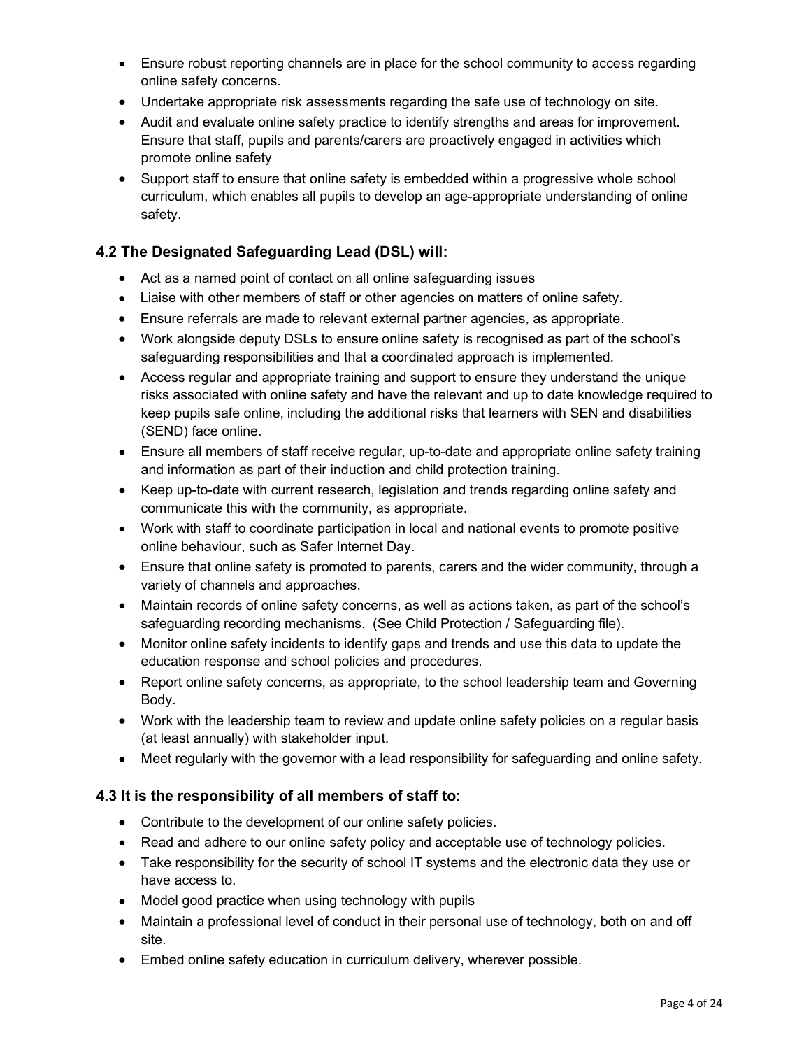- Ensure robust reporting channels are in place for the school community to access regarding online safety concerns.
- Undertake appropriate risk assessments regarding the safe use of technology on site.
- Audit and evaluate online safety practice to identify strengths and areas for improvement. Ensure that staff, pupils and parents/carers are proactively engaged in activities which promote online safety
- Support staff to ensure that online safety is embedded within a progressive whole school curriculum, which enables all pupils to develop an age-appropriate understanding of online safety.

### 4.2 The Designated Safeguarding Lead (DSL) will:

- Act as a named point of contact on all online safeguarding issues
- Liaise with other members of staff or other agencies on matters of online safety.
- Ensure referrals are made to relevant external partner agencies, as appropriate.
- Work alongside deputy DSLs to ensure online safety is recognised as part of the school's safeguarding responsibilities and that a coordinated approach is implemented.
- Access regular and appropriate training and support to ensure they understand the unique risks associated with online safety and have the relevant and up to date knowledge required to keep pupils safe online, including the additional risks that learners with SEN and disabilities (SEND) face online.
- Ensure all members of staff receive regular, up-to-date and appropriate online safety training and information as part of their induction and child protection training.
- Keep up-to-date with current research, legislation and trends regarding online safety and communicate this with the community, as appropriate.
- Work with staff to coordinate participation in local and national events to promote positive online behaviour, such as Safer Internet Day.
- Ensure that online safety is promoted to parents, carers and the wider community, through a variety of channels and approaches.
- Maintain records of online safety concerns, as well as actions taken, as part of the school's safeguarding recording mechanisms. (See Child Protection / Safeguarding file).
- Monitor online safety incidents to identify gaps and trends and use this data to update the education response and school policies and procedures.
- Report online safety concerns, as appropriate, to the school leadership team and Governing Body.
- Work with the leadership team to review and update online safety policies on a regular basis (at least annually) with stakeholder input.
- Meet regularly with the governor with a lead responsibility for safeguarding and online safety.

### 4.3 It is the responsibility of all members of staff to:

- Contribute to the development of our online safety policies.
- Read and adhere to our online safety policy and acceptable use of technology policies.
- Take responsibility for the security of school IT systems and the electronic data they use or have access to.
- Model good practice when using technology with pupils
- Maintain a professional level of conduct in their personal use of technology, both on and off site.
- Embed online safety education in curriculum delivery, wherever possible.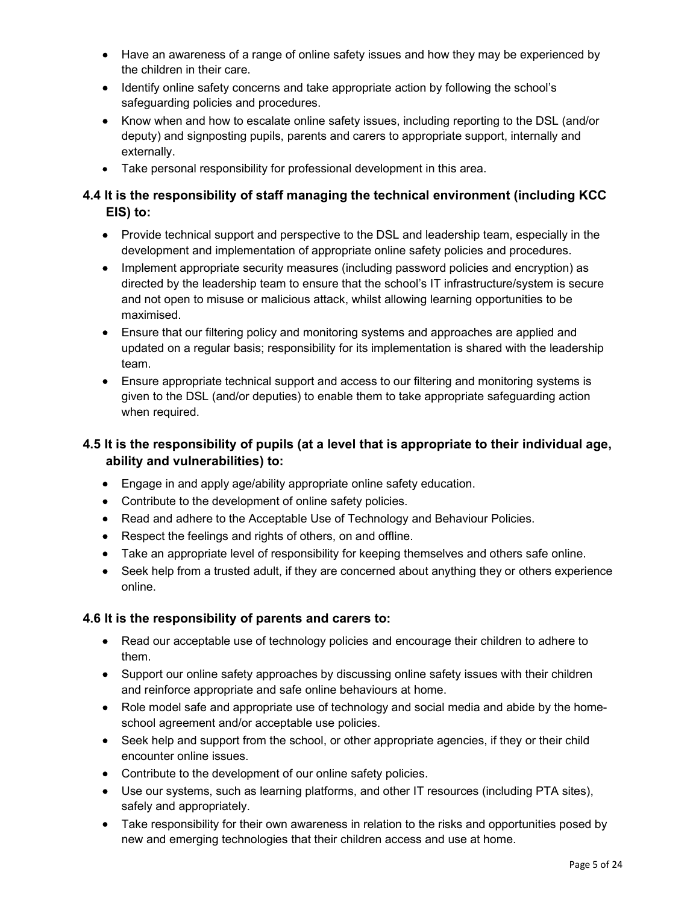- Have an awareness of a range of online safety issues and how they may be experienced by the children in their care.
- Identify online safety concerns and take appropriate action by following the school's safeguarding policies and procedures.
- Know when and how to escalate online safety issues, including reporting to the DSL (and/or deputy) and signposting pupils, parents and carers to appropriate support, internally and externally.
- Take personal responsibility for professional development in this area.

### 4.4 It is the responsibility of staff managing the technical environment (including KCC EIS) to:

- Provide technical support and perspective to the DSL and leadership team, especially in the development and implementation of appropriate online safety policies and procedures.
- Implement appropriate security measures (including password policies and encryption) as directed by the leadership team to ensure that the school's IT infrastructure/system is secure and not open to misuse or malicious attack, whilst allowing learning opportunities to be maximised.
- Ensure that our filtering policy and monitoring systems and approaches are applied and updated on a regular basis; responsibility for its implementation is shared with the leadership team.
- Ensure appropriate technical support and access to our filtering and monitoring systems is given to the DSL (and/or deputies) to enable them to take appropriate safeguarding action when required.

### 4.5 It is the responsibility of pupils (at a level that is appropriate to their individual age, ability and vulnerabilities) to:

- Engage in and apply age/ability appropriate online safety education.
- Contribute to the development of online safety policies.
- Read and adhere to the Acceptable Use of Technology and Behaviour Policies.
- Respect the feelings and rights of others, on and offline.
- Take an appropriate level of responsibility for keeping themselves and others safe online.
- Seek help from a trusted adult, if they are concerned about anything they or others experience online.

### 4.6 It is the responsibility of parents and carers to:

- Read our acceptable use of technology policies and encourage their children to adhere to them.
- Support our online safety approaches by discussing online safety issues with their children and reinforce appropriate and safe online behaviours at home.
- Role model safe and appropriate use of technology and social media and abide by the home-school agreement and/or acceptable use policies.
- Seek help and support from the school, or other appropriate agencies, if they or their child encounter online issues.
- Contribute to the development of our online safety policies.
- Use our systems, such as learning platforms, and other IT resources (including PTA sites), safely and appropriately.
- Take responsibility for their own awareness in relation to the risks and opportunities posed by new and emerging technologies that their children access and use at home.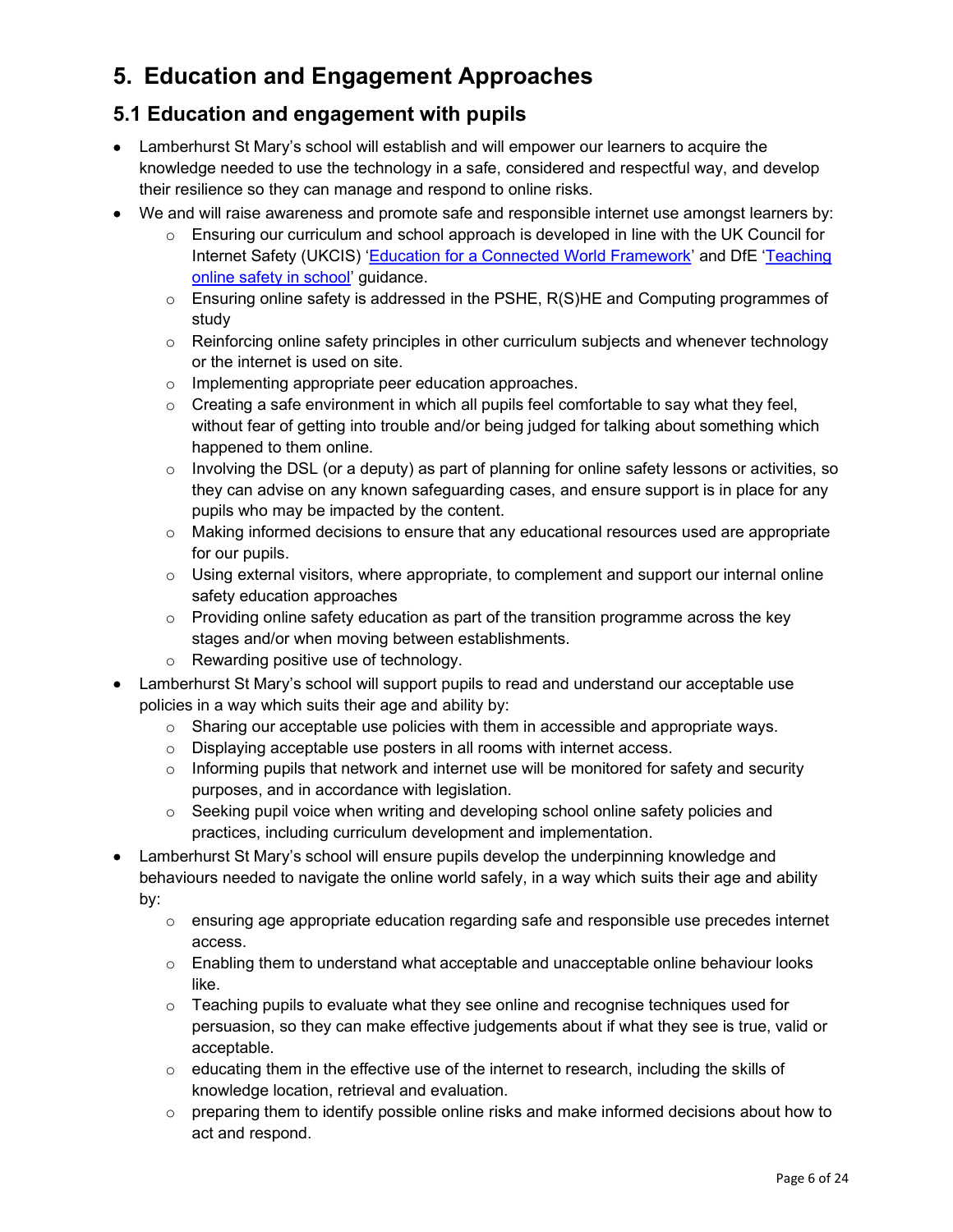# 5. Education and Engagement Approaches

## 5.1 Education and engagement with pupils

- Lamberhurst St Mary's school will establish and will empower our learners to acquire the knowledge needed to use the technology in a safe, considered and respectful way, and develop their resilience so they can manage and respond to online risks.
- We and will raise awareness and promote safe and responsible internet use amongst learners by:
    - Ensuring our curriculum and school approach is developed in line with the UK Council for Internet Safety (UKCIS) '[Education for a Connected World Framework](#)' and DfE '[Teaching online safety in school](#)' guidance.
    - Ensuring online safety is addressed in the PSHE, R(S)HE and Computing programmes of study
    - Reinforcing online safety principles in other curriculum subjects and whenever technology or the internet is used on site.
    - Implementing appropriate peer education approaches.
    - Creating a safe environment in which all pupils feel comfortable to say what they feel, without fear of getting into trouble and/or being judged for talking about something which happened to them online.
    - Involving the DSL (or a deputy) as part of planning for online safety lessons or activities, so they can advise on any known safeguarding cases, and ensure support is in place for any pupils who may be impacted by the content.
    - Making informed decisions to ensure that any educational resources used are appropriate for our pupils.
    - Using external visitors, where appropriate, to complement and support our internal online safety education approaches
    - Providing online safety education as part of the transition programme across the key stages and/or when moving between establishments.
    - Rewarding positive use of technology.
- Lamberhurst St Mary's school will support pupils to read and understand our acceptable use policies in a way which suits their age and ability by:
    - Sharing our acceptable use policies with them in accessible and appropriate ways.
    - Displaying acceptable use posters in all rooms with internet access.
    - Informing pupils that network and internet use will be monitored for safety and security purposes, and in accordance with legislation.
    - Seeking pupil voice when writing and developing school online safety policies and practices, including curriculum development and implementation.
- Lamberhurst St Mary's school will ensure pupils develop the underpinning knowledge and behaviours needed to navigate the online world safely, in a way which suits their age and ability by:
    - ensuring age appropriate education regarding safe and responsible use precedes internet access.
    - Enabling them to understand what acceptable and unacceptable online behaviour looks like.
    - Teaching pupils to evaluate what they see online and recognise techniques used for persuasion, so they can make effective judgements about if what they see is true, valid or acceptable.
    - educating them in the effective use of the internet to research, including the skills of knowledge location, retrieval and evaluation.
    - preparing them to identify possible online risks and make informed decisions about how to act and respond.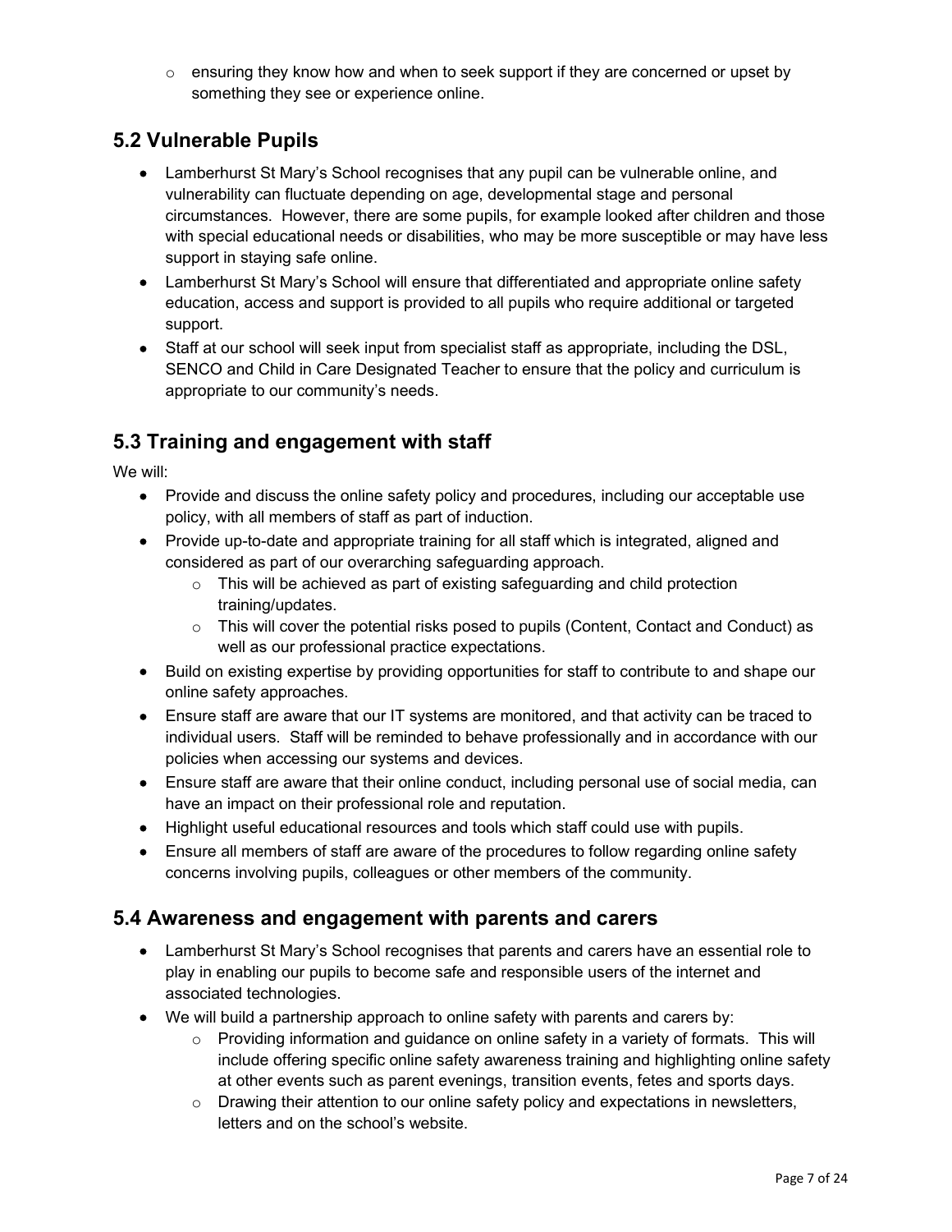- ensuring they know how and when to seek support if they are concerned or upset by something they see or experience online.

## 5.2 Vulnerable Pupils

- Lamberhurst St Mary's School recognises that any pupil can be vulnerable online, and vulnerability can fluctuate depending on age, developmental stage and personal circumstances. However, there are some pupils, for example looked after children and those with special educational needs or disabilities, who may be more susceptible or may have less support in staying safe online.
- Lamberhurst St Mary's School will ensure that differentiated and appropriate online safety education, access and support is provided to all pupils who require additional or targeted support.
- Staff at our school will seek input from specialist staff as appropriate, including the DSL, SENCO and Child in Care Designated Teacher to ensure that the policy and curriculum is appropriate to our community's needs.

## 5.3 Training and engagement with staff

We will:

- Provide and discuss the online safety policy and procedures, including our acceptable use policy, with all members of staff as part of induction.
- Provide up-to-date and appropriate training for all staff which is integrated, aligned and considered as part of our overarching safeguarding approach.
  - This will be achieved as part of existing safeguarding and child protection training/updates.
  - This will cover the potential risks posed to pupils (Content, Contact and Conduct) as well as our professional practice expectations.
- Build on existing expertise by providing opportunities for staff to contribute to and shape our online safety approaches.
- Ensure staff are aware that our IT systems are monitored, and that activity can be traced to individual users. Staff will be reminded to behave professionally and in accordance with our policies when accessing our systems and devices.
- Ensure staff are aware that their online conduct, including personal use of social media, can have an impact on their professional role and reputation.
- Highlight useful educational resources and tools which staff could use with pupils.
- Ensure all members of staff are aware of the procedures to follow regarding online safety concerns involving pupils, colleagues or other members of the community.

## 5.4 Awareness and engagement with parents and carers

- Lamberhurst St Mary's School recognises that parents and carers have an essential role to play in enabling our pupils to become safe and responsible users of the internet and associated technologies.
- We will build a partnership approach to online safety with parents and carers by:
  - Providing information and guidance on online safety in a variety of formats. This will include offering specific online safety awareness training and highlighting online safety at other events such as parent evenings, transition events, fetes and sports days.
  - Drawing their attention to our online safety policy and expectations in newsletters, letters and on the school's website.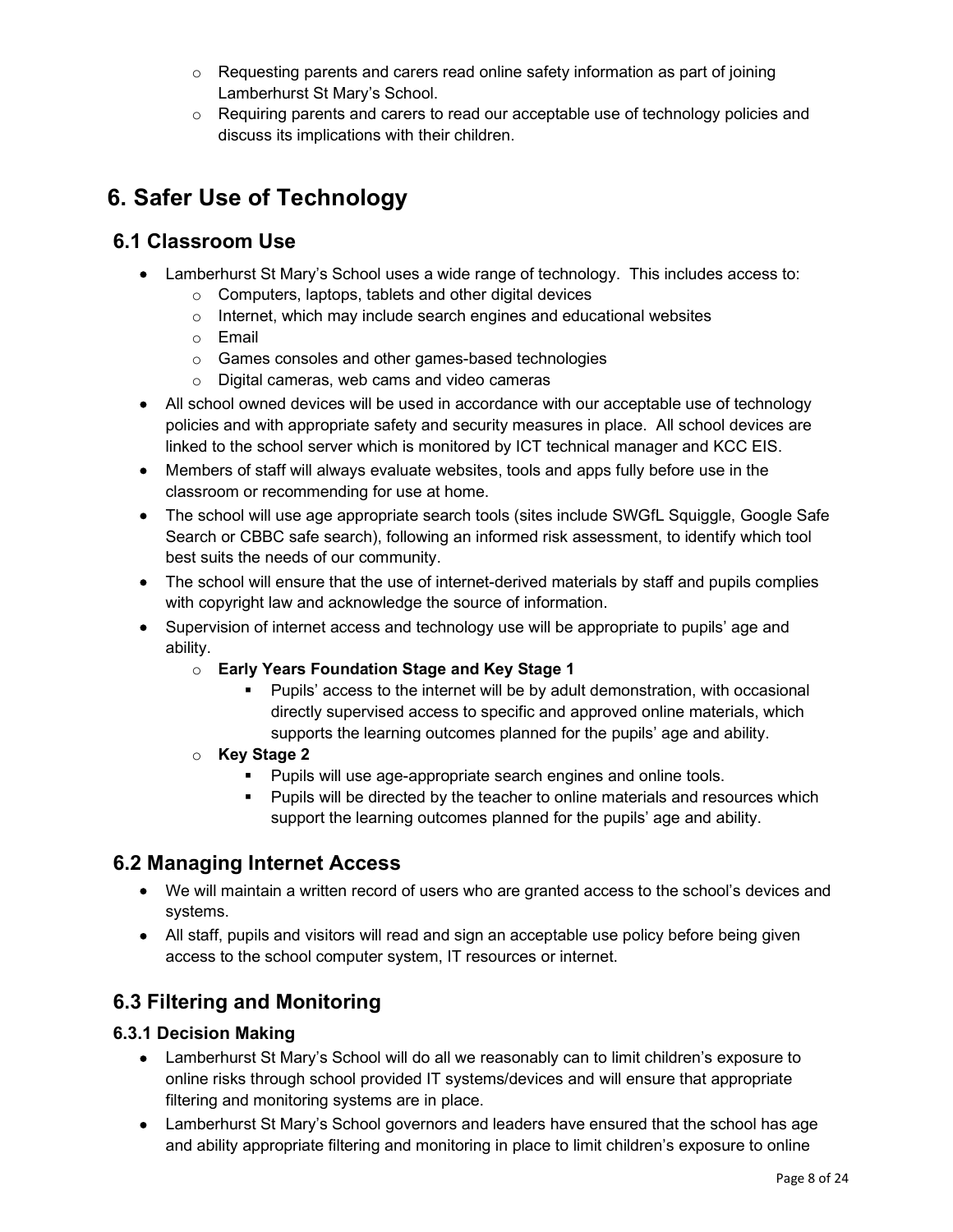- Requesting parents and carers read online safety information as part of joining Lamberhurst St Mary's School.
  - Requiring parents and carers to read our acceptable use of technology policies and discuss its implications with their children.

# 6. Safer Use of Technology

## 6.1 Classroom Use

- Lamberhurst St Mary's School uses a wide range of technology. This includes access to:
  - Computers, laptops, tablets and other digital devices
  - Internet, which may include search engines and educational websites
  - Email
  - Games consoles and other games-based technologies
  - Digital cameras, web cams and video cameras
- All school owned devices will be used in accordance with our acceptable use of technology policies and with appropriate safety and security measures in place. All school devices are linked to the school server which is monitored by ICT technical manager and KCC EIS.
- Members of staff will always evaluate websites, tools and apps fully before use in the classroom or recommending for use at home.
- The school will use age appropriate search tools (sites include SWGfL Squiggle, Google Safe Search or CBBC safe search), following an informed risk assessment, to identify which tool best suits the needs of our community.
- The school will ensure that the use of internet-derived materials by staff and pupils complies with copyright law and acknowledge the source of information.
- Supervision of internet access and technology use will be appropriate to pupils' age and ability.
  - **Early Years Foundation Stage and Key Stage 1**
    - Pupils' access to the internet will be by adult demonstration, with occasional directly supervised access to specific and approved online materials, which supports the learning outcomes planned for the pupils' age and ability.
  - **Key Stage 2**
    - Pupils will use age-appropriate search engines and online tools.
    - Pupils will be directed by the teacher to online materials and resources which support the learning outcomes planned for the pupils' age and ability.

## 6.2 Managing Internet Access

- We will maintain a written record of users who are granted access to the school's devices and systems.
- All staff, pupils and visitors will read and sign an acceptable use policy before being given access to the school computer system, IT resources or internet.

## 6.3 Filtering and Monitoring

### 6.3.1 Decision Making

- Lamberhurst St Mary's School will do all we reasonably can to limit children's exposure to online risks through school provided IT systems/devices and will ensure that appropriate filtering and monitoring systems are in place.
- Lamberhurst St Mary's School governors and leaders have ensured that the school has age and ability appropriate filtering and monitoring in place to limit children's exposure to online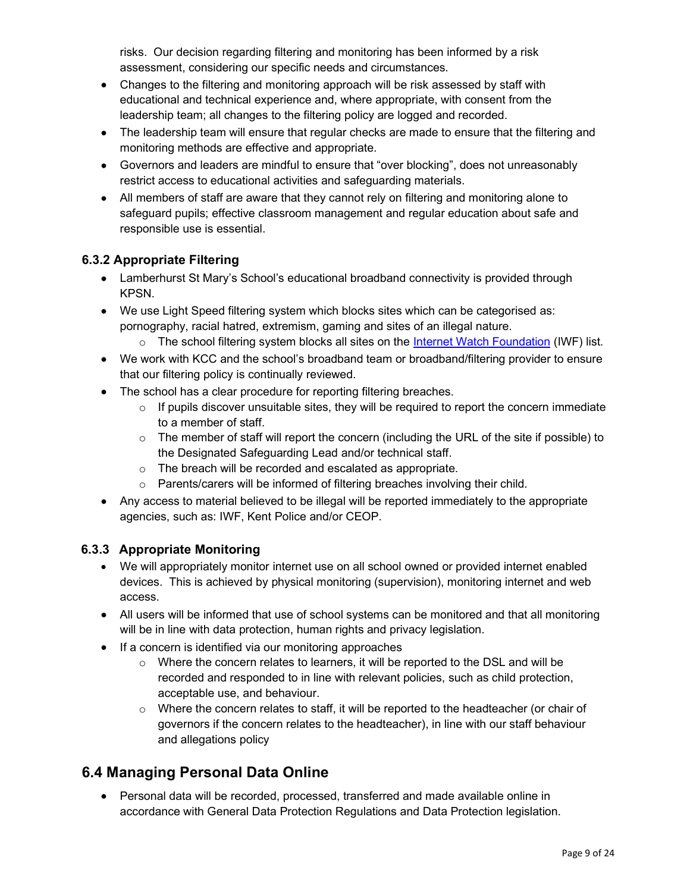risks. Our decision regarding filtering and monitoring has been informed by a risk assessment, considering our specific needs and circumstances.

- Changes to the filtering and monitoring approach will be risk assessed by staff with educational and technical experience and, where appropriate, with consent from the leadership team; all changes to the filtering policy are logged and recorded.
- The leadership team will ensure that regular checks are made to ensure that the filtering and monitoring methods are effective and appropriate.
- Governors and leaders are mindful to ensure that "over blocking", does not unreasonably restrict access to educational activities and safeguarding materials.
- All members of staff are aware that they cannot rely on filtering and monitoring alone to safeguard pupils; effective classroom management and regular education about safe and responsible use is essential.

### 6.3.2 Appropriate Filtering

- Lamberhurst St Mary's School's educational broadband connectivity is provided through KPSN.
- We use Light Speed filtering system which blocks sites which can be categorised as: pornography, racial hatred, extremism, gaming and sites of an illegal nature.
  - The school filtering system blocks all sites on the [Internet Watch Foundation](https://www.iwf.org.uk/) (IWF) list.
- We work with KCC and the school's broadband team or broadband/filtering provider to ensure that our filtering policy is continually reviewed.
- The school has a clear procedure for reporting filtering breaches.
  - If pupils discover unsuitable sites, they will be required to report the concern immediate to a member of staff.
  - The member of staff will report the concern (including the URL of the site if possible) to the Designated Safeguarding Lead and/or technical staff.
  - The breach will be recorded and escalated as appropriate.
  - Parents/carers will be informed of filtering breaches involving their child.
- Any access to material believed to be illegal will be reported immediately to the appropriate agencies, such as: IWF, Kent Police and/or CEOP.

### 6.3.3 Appropriate Monitoring

- We will appropriately monitor internet use on all school owned or provided internet enabled devices. This is achieved by physical monitoring (supervision), monitoring internet and web access.
- All users will be informed that use of school systems can be monitored and that all monitoring will be in line with data protection, human rights and privacy legislation.
- If a concern is identified via our monitoring approaches
  - Where the concern relates to learners, it will be reported to the DSL and will be recorded and responded to in line with relevant policies, such as child protection, acceptable use, and behaviour.
  - Where the concern relates to staff, it will be reported to the headteacher (or chair of governors if the concern relates to the headteacher), in line with our staff behaviour and allegations policy

## 6.4 Managing Personal Data Online

- Personal data will be recorded, processed, transferred and made available online in accordance with General Data Protection Regulations and Data Protection legislation.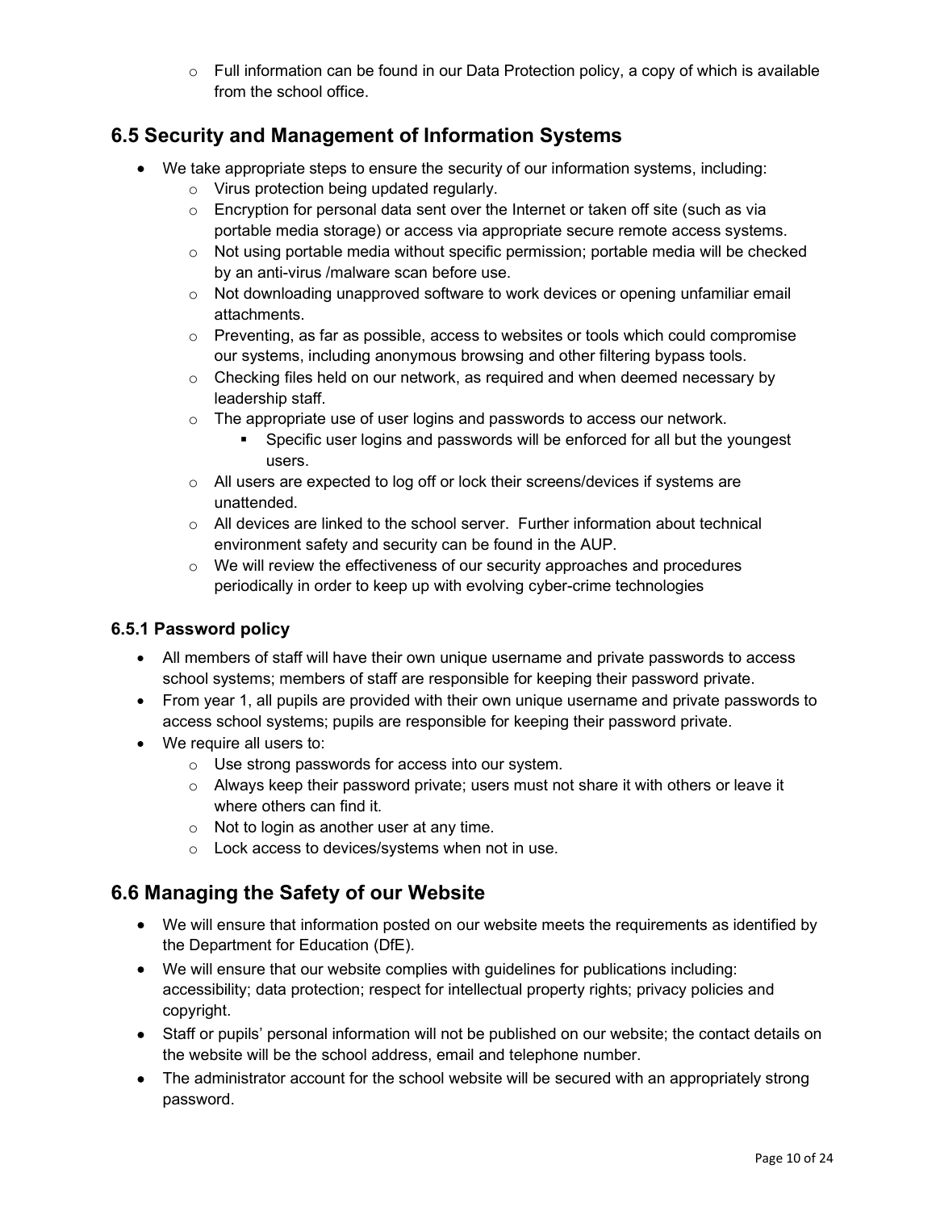- Full information can be found in our Data Protection policy, a copy of which is available from the school office.

## 6.5 Security and Management of Information Systems

- We take appropriate steps to ensure the security of our information systems, including:
    - Virus protection being updated regularly.
    - Encryption for personal data sent over the Internet or taken off site (such as via portable media storage) or access via appropriate secure remote access systems.
    - Not using portable media without specific permission; portable media will be checked by an anti-virus /malware scan before use.
    - Not downloading unapproved software to work devices or opening unfamiliar email attachments.
    - Preventing, as far as possible, access to websites or tools which could compromise our systems, including anonymous browsing and other filtering bypass tools.
    - Checking files held on our network, as required and when deemed necessary by leadership staff.
    - The appropriate use of user logins and passwords to access our network.
        - Specific user logins and passwords will be enforced for all but the youngest users.
    - All users are expected to log off or lock their screens/devices if systems are unattended.
    - All devices are linked to the school server. Further information about technical environment safety and security can be found in the AUP.
    - We will review the effectiveness of our security approaches and procedures periodically in order to keep up with evolving cyber-crime technologies

### 6.5.1 Password policy

- All members of staff will have their own unique username and private passwords to access school systems; members of staff are responsible for keeping their password private.
- From year 1, all pupils are provided with their own unique username and private passwords to access school systems; pupils are responsible for keeping their password private.
- We require all users to:
    - Use strong passwords for access into our system.
    - Always keep their password private; users must not share it with others or leave it where others can find it.
    - Not to login as another user at any time.
    - Lock access to devices/systems when not in use.

## 6.6 Managing the Safety of our Website

- We will ensure that information posted on our website meets the requirements as identified by the Department for Education (DfE).
- We will ensure that our website complies with guidelines for publications including: accessibility; data protection; respect for intellectual property rights; privacy policies and copyright.
- Staff or pupils' personal information will not be published on our website; the contact details on the website will be the school address, email and telephone number.
- The administrator account for the school website will be secured with an appropriately strong password.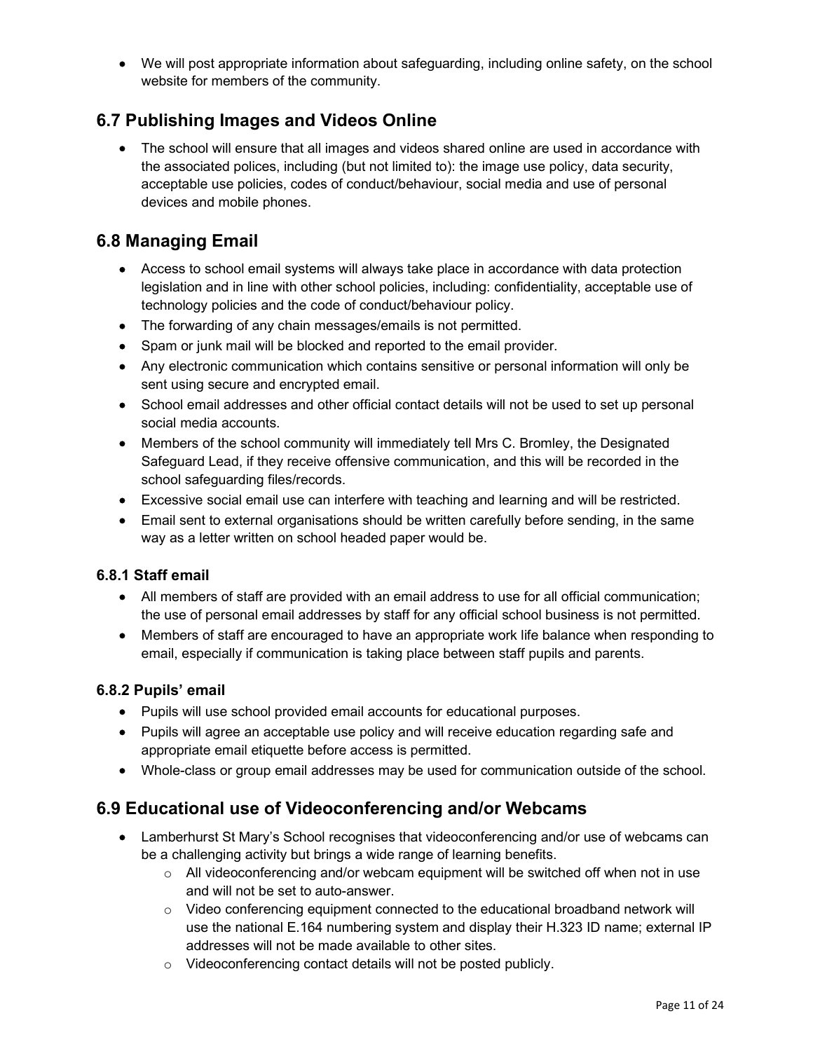- We will post appropriate information about safeguarding, including online safety, on the school website for members of the community.

## 6.7 Publishing Images and Videos Online

- The school will ensure that all images and videos shared online are used in accordance with the associated polices, including (but not limited to): the image use policy, data security, acceptable use policies, codes of conduct/behaviour, social media and use of personal devices and mobile phones.

## 6.8 Managing Email

- Access to school email systems will always take place in accordance with data protection legislation and in line with other school policies, including: confidentiality, acceptable use of technology policies and the code of conduct/behaviour policy.
- The forwarding of any chain messages/emails is not permitted.
- Spam or junk mail will be blocked and reported to the email provider.
- Any electronic communication which contains sensitive or personal information will only be sent using secure and encrypted email.
- School email addresses and other official contact details will not be used to set up personal social media accounts.
- Members of the school community will immediately tell Mrs C. Bromley, the Designated Safeguard Lead, if they receive offensive communication, and this will be recorded in the school safeguarding files/records.
- Excessive social email use can interfere with teaching and learning and will be restricted.
- Email sent to external organisations should be written carefully before sending, in the same way as a letter written on school headed paper would be.

### 6.8.1 Staff email

- All members of staff are provided with an email address to use for all official communication; the use of personal email addresses by staff for any official school business is not permitted.
- Members of staff are encouraged to have an appropriate work life balance when responding to email, especially if communication is taking place between staff pupils and parents.

### 6.8.2 Pupils' email

- Pupils will use school provided email accounts for educational purposes.
- Pupils will agree an acceptable use policy and will receive education regarding safe and appropriate email etiquette before access is permitted.
- Whole-class or group email addresses may be used for communication outside of the school.

## 6.9 Educational use of Videoconferencing and/or Webcams

- Lamberhurst St Mary's School recognises that videoconferencing and/or use of webcams can be a challenging activity but brings a wide range of learning benefits.
  - All videoconferencing and/or webcam equipment will be switched off when not in use and will not be set to auto-answer.
  - Video conferencing equipment connected to the educational broadband network will use the national E.164 numbering system and display their H.323 ID name; external IP addresses will not be made available to other sites.
  - Videoconferencing contact details will not be posted publicly.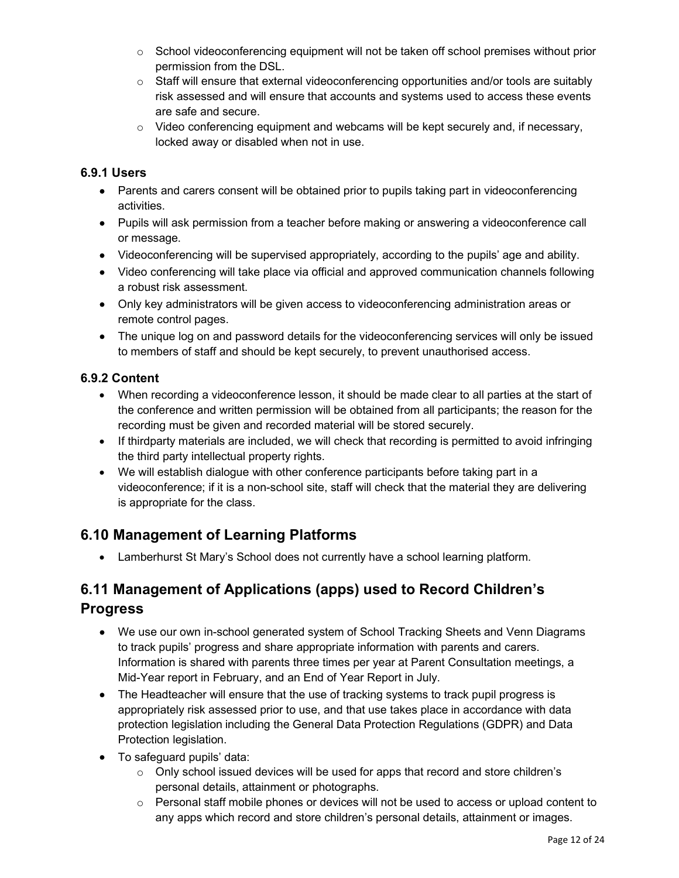- School videoconferencing equipment will not be taken off school premises without prior permission from the DSL.
  - Staff will ensure that external videoconferencing opportunities and/or tools are suitably risk assessed and will ensure that accounts and systems used to access these events are safe and secure.
  - Video conferencing equipment and webcams will be kept securely and, if necessary, locked away or disabled when not in use.

### 6.9.1 Users

- Parents and carers consent will be obtained prior to pupils taking part in videoconferencing activities.
- Pupils will ask permission from a teacher before making or answering a videoconference call or message.
- Videoconferencing will be supervised appropriately, according to the pupils' age and ability.
- Video conferencing will take place via official and approved communication channels following a robust risk assessment.
- Only key administrators will be given access to videoconferencing administration areas or remote control pages.
- The unique log on and password details for the videoconferencing services will only be issued to members of staff and should be kept securely, to prevent unauthorised access.

### 6.9.2 Content

- When recording a videoconference lesson, it should be made clear to all parties at the start of the conference and written permission will be obtained from all participants; the reason for the recording must be given and recorded material will be stored securely.
- If thirdparty materials are included, we will check that recording is permitted to avoid infringing the third party intellectual property rights.
- We will establish dialogue with other conference participants before taking part in a videoconference; if it is a non-school site, staff will check that the material they are delivering is appropriate for the class.

## 6.10 Management of Learning Platforms

- Lamberhurst St Mary's School does not currently have a school learning platform.

## 6.11 Management of Applications (apps) used to Record Children's Progress

- We use our own in-school generated system of School Tracking Sheets and Venn Diagrams to track pupils' progress and share appropriate information with parents and carers. Information is shared with parents three times per year at Parent Consultation meetings, a Mid-Year report in February, and an End of Year Report in July.
- The Headteacher will ensure that the use of tracking systems to track pupil progress is appropriately risk assessed prior to use, and that use takes place in accordance with data protection legislation including the General Data Protection Regulations (GDPR) and Data Protection legislation.
- To safeguard pupils' data:
  - Only school issued devices will be used for apps that record and store children's personal details, attainment or photographs.
  - Personal staff mobile phones or devices will not be used to access or upload content to any apps which record and store children's personal details, attainment or images.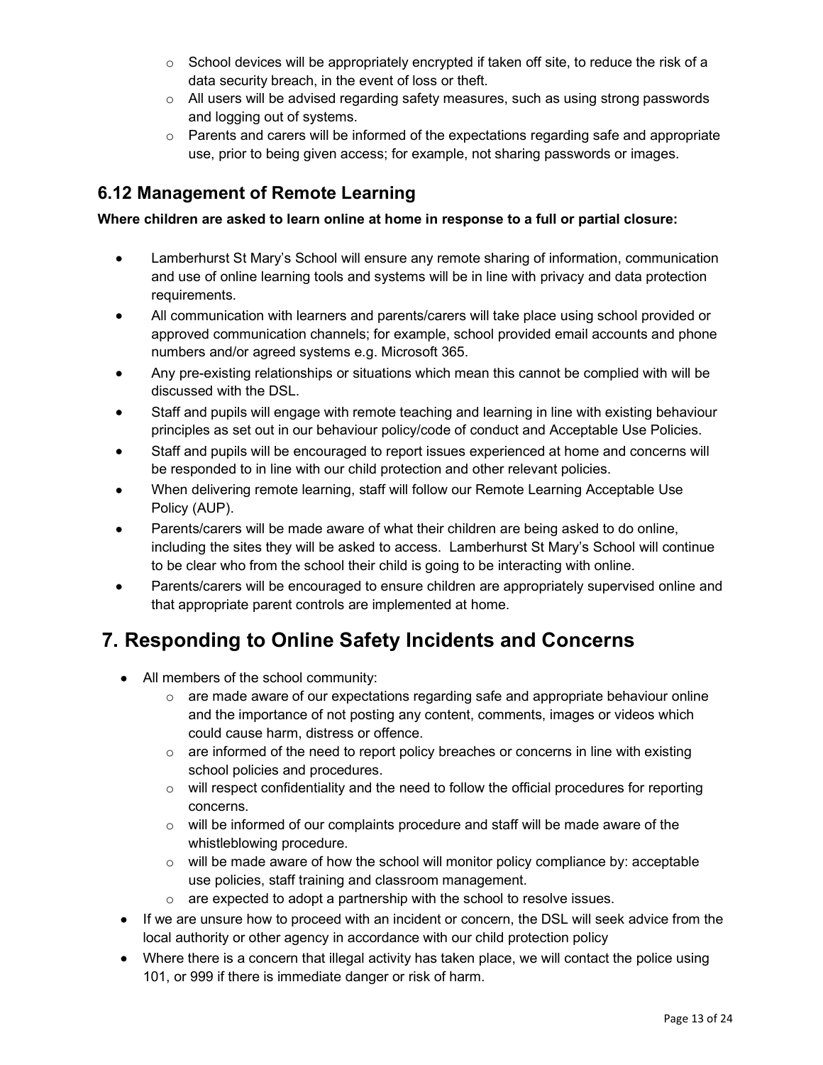- School devices will be appropriately encrypted if taken off site, to reduce the risk of a data security breach, in the event of loss or theft.
- All users will be advised regarding safety measures, such as using strong passwords and logging out of systems.
- Parents and carers will be informed of the expectations regarding safe and appropriate use, prior to being given access; for example, not sharing passwords or images.

### 6.12 Management of Remote Learning

**Where children are asked to learn online at home in response to a full or partial closure:**

- Lamberhurst St Mary's School will ensure any remote sharing of information, communication and use of online learning tools and systems will be in line with privacy and data protection requirements.
- All communication with learners and parents/carers will take place using school provided or approved communication channels; for example, school provided email accounts and phone numbers and/or agreed systems e.g. Microsoft 365.
- Any pre-existing relationships or situations which mean this cannot be complied with will be discussed with the DSL.
- Staff and pupils will engage with remote teaching and learning in line with existing behaviour principles as set out in our behaviour policy/code of conduct and Acceptable Use Policies.
- Staff and pupils will be encouraged to report issues experienced at home and concerns will be responded to in line with our child protection and other relevant policies.
- When delivering remote learning, staff will follow our Remote Learning Acceptable Use Policy (AUP).
- Parents/carers will be made aware of what their children are being asked to do online, including the sites they will be asked to access. Lamberhurst St Mary's School will continue to be clear who from the school their child is going to be interacting with online.
- Parents/carers will be encouraged to ensure children are appropriately supervised online and that appropriate parent controls are implemented at home.

## 7. Responding to Online Safety Incidents and Concerns

- All members of the school community:
  - are made aware of our expectations regarding safe and appropriate behaviour online and the importance of not posting any content, comments, images or videos which could cause harm, distress or offence.
  - are informed of the need to report policy breaches or concerns in line with existing school policies and procedures.
  - will respect confidentiality and the need to follow the official procedures for reporting concerns.
  - will be informed of our complaints procedure and staff will be made aware of the whistleblowing procedure.
  - will be made aware of how the school will monitor policy compliance by: acceptable use policies, staff training and classroom management.
  - are expected to adopt a partnership with the school to resolve issues.
- If we are unsure how to proceed with an incident or concern, the DSL will seek advice from the local authority or other agency in accordance with our child protection policy
- Where there is a concern that illegal activity has taken place, we will contact the police using 101, or 999 if there is immediate danger or risk of harm.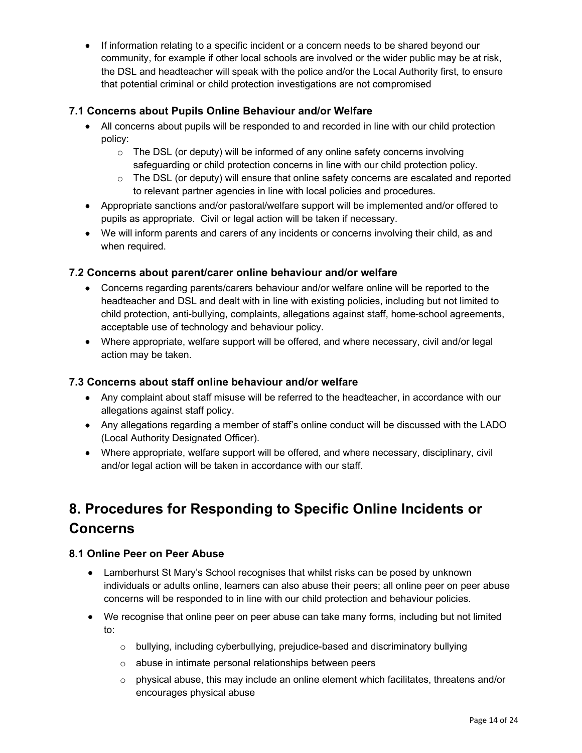- If information relating to a specific incident or a concern needs to be shared beyond our community, for example if other local schools are involved or the wider public may be at risk, the DSL and headteacher will speak with the police and/or the Local Authority first, to ensure that potential criminal or child protection investigations are not compromised

### 7.1 Concerns about Pupils Online Behaviour and/or Welfare

- All concerns about pupils will be responded to and recorded in line with our child protection policy:
    - The DSL (or deputy) will be informed of any online safety concerns involving safeguarding or child protection concerns in line with our child protection policy.
    - The DSL (or deputy) will ensure that online safety concerns are escalated and reported to relevant partner agencies in line with local policies and procedures.
- Appropriate sanctions and/or pastoral/welfare support will be implemented and/or offered to pupils as appropriate. Civil or legal action will be taken if necessary.
- We will inform parents and carers of any incidents or concerns involving their child, as and when required.

### 7.2 Concerns about parent/carer online behaviour and/or welfare

- Concerns regarding parents/carers behaviour and/or welfare online will be reported to the headteacher and DSL and dealt with in line with existing policies, including but not limited to child protection, anti-bullying, complaints, allegations against staff, home-school agreements, acceptable use of technology and behaviour policy.
- Where appropriate, welfare support will be offered, and where necessary, civil and/or legal action may be taken.

### 7.3 Concerns about staff online behaviour and/or welfare

- Any complaint about staff misuse will be referred to the headteacher, in accordance with our allegations against staff policy.
- Any allegations regarding a member of staff's online conduct will be discussed with the LADO (Local Authority Designated Officer).
- Where appropriate, welfare support will be offered, and where necessary, disciplinary, civil and/or legal action will be taken in accordance with our staff.

## 8. Procedures for Responding to Specific Online Incidents or Concerns

### 8.1 Online Peer on Peer Abuse

- Lamberhurst St Mary's School recognises that whilst risks can be posed by unknown individuals or adults online, learners can also abuse their peers; all online peer on peer abuse concerns will be responded to in line with our child protection and behaviour policies.
- We recognise that online peer on peer abuse can take many forms, including but not limited to:
    - bullying, including cyberbullying, prejudice-based and discriminatory bullying
    - abuse in intimate personal relationships between peers
    - physical abuse, this may include an online element which facilitates, threatens and/or encourages physical abuse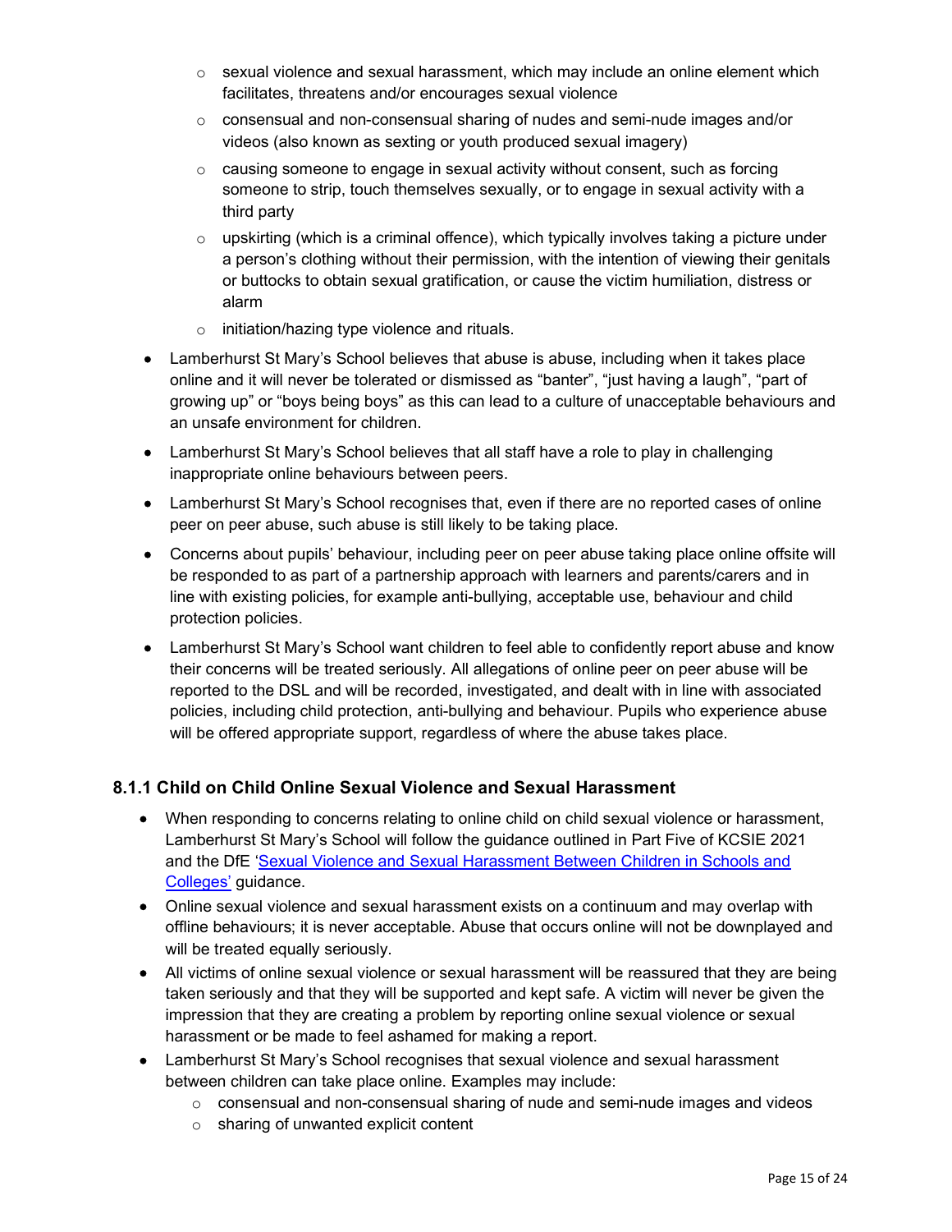- sexual violence and sexual harassment, which may include an online element which facilitates, threatens and/or encourages sexual violence
    - consensual and non-consensual sharing of nudes and semi-nude images and/or videos (also known as sexting or youth produced sexual imagery)
    - causing someone to engage in sexual activity without consent, such as forcing someone to strip, touch themselves sexually, or to engage in sexual activity with a third party
    - upskirting (which is a criminal offence), which typically involves taking a picture under a person's clothing without their permission, with the intention of viewing their genitals or buttocks to obtain sexual gratification, or cause the victim humiliation, distress or alarm
    - initiation/hazing type violence and rituals.

- Lamberhurst St Mary's School believes that abuse is abuse, including when it takes place online and it will never be tolerated or dismissed as "banter", "just having a laugh", "part of growing up" or "boys being boys" as this can lead to a culture of unacceptable behaviours and an unsafe environment for children.
- Lamberhurst St Mary's School believes that all staff have a role to play in challenging inappropriate online behaviours between peers.
- Lamberhurst St Mary's School recognises that, even if there are no reported cases of online peer on peer abuse, such abuse is still likely to be taking place.
- Concerns about pupils' behaviour, including peer on peer abuse taking place online offsite will be responded to as part of a partnership approach with learners and parents/carers and in line with existing policies, for example anti-bullying, acceptable use, behaviour and child protection policies.
- Lamberhurst St Mary's School want children to feel able to confidently report abuse and know their concerns will be treated seriously. All allegations of online peer on peer abuse will be reported to the DSL and will be recorded, investigated, and dealt with in line with associated policies, including child protection, anti-bullying and behaviour. Pupils who experience abuse will be offered appropriate support, regardless of where the abuse takes place.

### 8.1.1 Child on Child Online Sexual Violence and Sexual Harassment

- When responding to concerns relating to online child on child sexual violence or harassment, Lamberhurst St Mary's School will follow the guidance outlined in Part Five of KCSIE 2021 and the DfE 'Sexual Violence and Sexual Harassment Between Children in Schools and Colleges' guidance.
- Online sexual violence and sexual harassment exists on a continuum and may overlap with offline behaviours; it is never acceptable. Abuse that occurs online will not be downplayed and will be treated equally seriously.
- All victims of online sexual violence or sexual harassment will be reassured that they are being taken seriously and that they will be supported and kept safe. A victim will never be given the impression that they are creating a problem by reporting online sexual violence or sexual harassment or be made to feel ashamed for making a report.
- Lamberhurst St Mary's School recognises that sexual violence and sexual harassment between children can take place online. Examples may include:
    - consensual and non-consensual sharing of nude and semi-nude images and videos
    - sharing of unwanted explicit content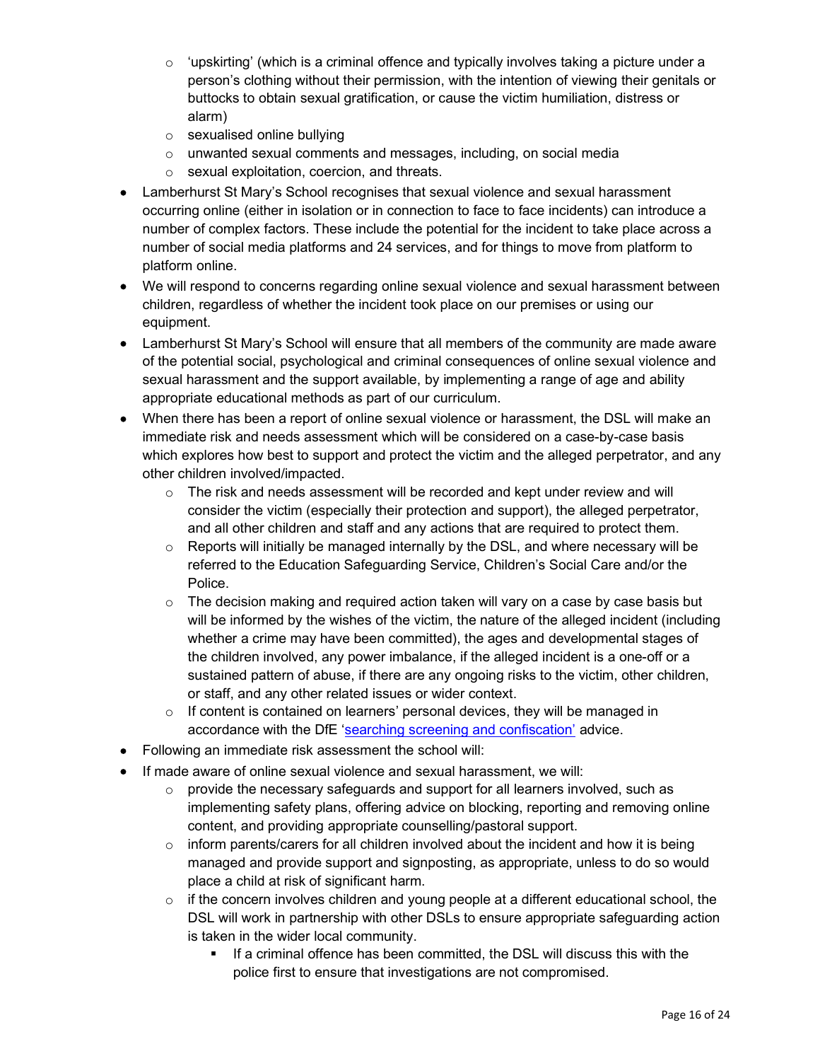- 'upskirting' (which is a criminal offence and typically involves taking a picture under a person's clothing without their permission, with the intention of viewing their genitals or buttocks to obtain sexual gratification, or cause the victim humiliation, distress or alarm)
    - sexualised online bullying
    - unwanted sexual comments and messages, including, on social media
    - sexual exploitation, coercion, and threats.
- Lamberhurst St Mary's School recognises that sexual violence and sexual harassment occurring online (either in isolation or in connection to face to face incidents) can introduce a number of complex factors. These include the potential for the incident to take place across a number of social media platforms and 24 services, and for things to move from platform to platform online.
- We will respond to concerns regarding online sexual violence and sexual harassment between children, regardless of whether the incident took place on our premises or using our equipment.
- Lamberhurst St Mary's School will ensure that all members of the community are made aware of the potential social, psychological and criminal consequences of online sexual violence and sexual harassment and the support available, by implementing a range of age and ability appropriate educational methods as part of our curriculum.
- When there has been a report of online sexual violence or harassment, the DSL will make an immediate risk and needs assessment which will be considered on a case-by-case basis which explores how best to support and protect the victim and the alleged perpetrator, and any other children involved/impacted.
    - The risk and needs assessment will be recorded and kept under review and will consider the victim (especially their protection and support), the alleged perpetrator, and all other children and staff and any actions that are required to protect them.
    - Reports will initially be managed internally by the DSL, and where necessary will be referred to the Education Safeguarding Service, Children's Social Care and/or the Police.
    - The decision making and required action taken will vary on a case by case basis but will be informed by the wishes of the victim, the nature of the alleged incident (including whether a crime may have been committed), the ages and developmental stages of the children involved, any power imbalance, if the alleged incident is a one-off or a sustained pattern of abuse, if there are any ongoing risks to the victim, other children, or staff, and any other related issues or wider context.
    - If content is contained on learners' personal devices, they will be managed in accordance with the DfE '[searching screening and confiscation](#)' advice.
- Following an immediate risk assessment the school will:
- If made aware of online sexual violence and sexual harassment, we will:
    - provide the necessary safeguards and support for all learners involved, such as implementing safety plans, offering advice on blocking, reporting and removing online content, and providing appropriate counselling/pastoral support.
    - inform parents/carers for all children involved about the incident and how it is being managed and provide support and signposting, as appropriate, unless to do so would place a child at risk of significant harm.
    - if the concern involves children and young people at a different educational school, the DSL will work in partnership with other DSLs to ensure appropriate safeguarding action is taken in the wider local community.
        - If a criminal offence has been committed, the DSL will discuss this with the police first to ensure that investigations are not compromised.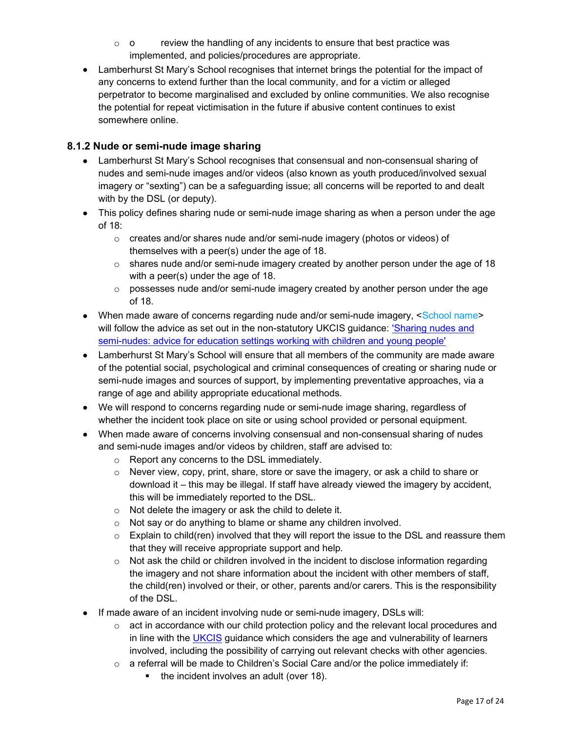- o review the handling of any incidents to ensure that best practice was implemented, and policies/procedures are appropriate.
- Lamberhurst St Mary's School recognises that internet brings the potential for the impact of any concerns to extend further than the local community, and for a victim or alleged perpetrator to become marginalised and excluded by online communities. We also recognise the potential for repeat victimisation in the future if abusive content continues to exist somewhere online.

### 8.1.2 Nude or semi-nude image sharing

- Lamberhurst St Mary's School recognises that consensual and non-consensual sharing of nudes and semi-nude images and/or videos (also known as youth produced/involved sexual imagery or "sexting") can be a safeguarding issue; all concerns will be reported to and dealt with by the DSL (or deputy).
- This policy defines sharing nude or semi-nude image sharing as when a person under the age of 18:
  - creates and/or shares nude and/or semi-nude imagery (photos or videos) of themselves with a peer(s) under the age of 18.
  - shares nude and/or semi-nude imagery created by another person under the age of 18 with a peer(s) under the age of 18.
  - possesses nude and/or semi-nude imagery created by another person under the age of 18.
- When made aware of concerns regarding nude and/or semi-nude imagery, <School name> will follow the advice as set out in the non-statutory UKCIS guidance: ['Sharing nudes and semi-nudes: advice for education settings working with children and young people']()
- Lamberhurst St Mary's School will ensure that all members of the community are made aware of the potential social, psychological and criminal consequences of creating or sharing nude or semi-nude images and sources of support, by implementing preventative approaches, via a range of age and ability appropriate educational methods.
- We will respond to concerns regarding nude or semi-nude image sharing, regardless of whether the incident took place on site or using school provided or personal equipment.
- When made aware of concerns involving consensual and non-consensual sharing of nudes and semi-nude images and/or videos by children, staff are advised to:
  - Report any concerns to the DSL immediately.
  - Never view, copy, print, share, store or save the imagery, or ask a child to share or download it – this may be illegal. If staff have already viewed the imagery by accident, this will be immediately reported to the DSL.
  - Not delete the imagery or ask the child to delete it.
  - Not say or do anything to blame or shame any children involved.
  - Explain to child(ren) involved that they will report the issue to the DSL and reassure them that they will receive appropriate support and help.
  - Not ask the child or children involved in the incident to disclose information regarding the imagery and not share information about the incident with other members of staff, the child(ren) involved or their, or other, parents and/or carers. This is the responsibility of the DSL.
- If made aware of an incident involving nude or semi-nude imagery, DSLs will:
  - act in accordance with our child protection policy and the relevant local procedures and in line with the [UKCIS]() guidance which considers the age and vulnerability of learners involved, including the possibility of carrying out relevant checks with other agencies.
  - a referral will be made to Children's Social Care and/or the police immediately if:
    - the incident involves an adult (over 18).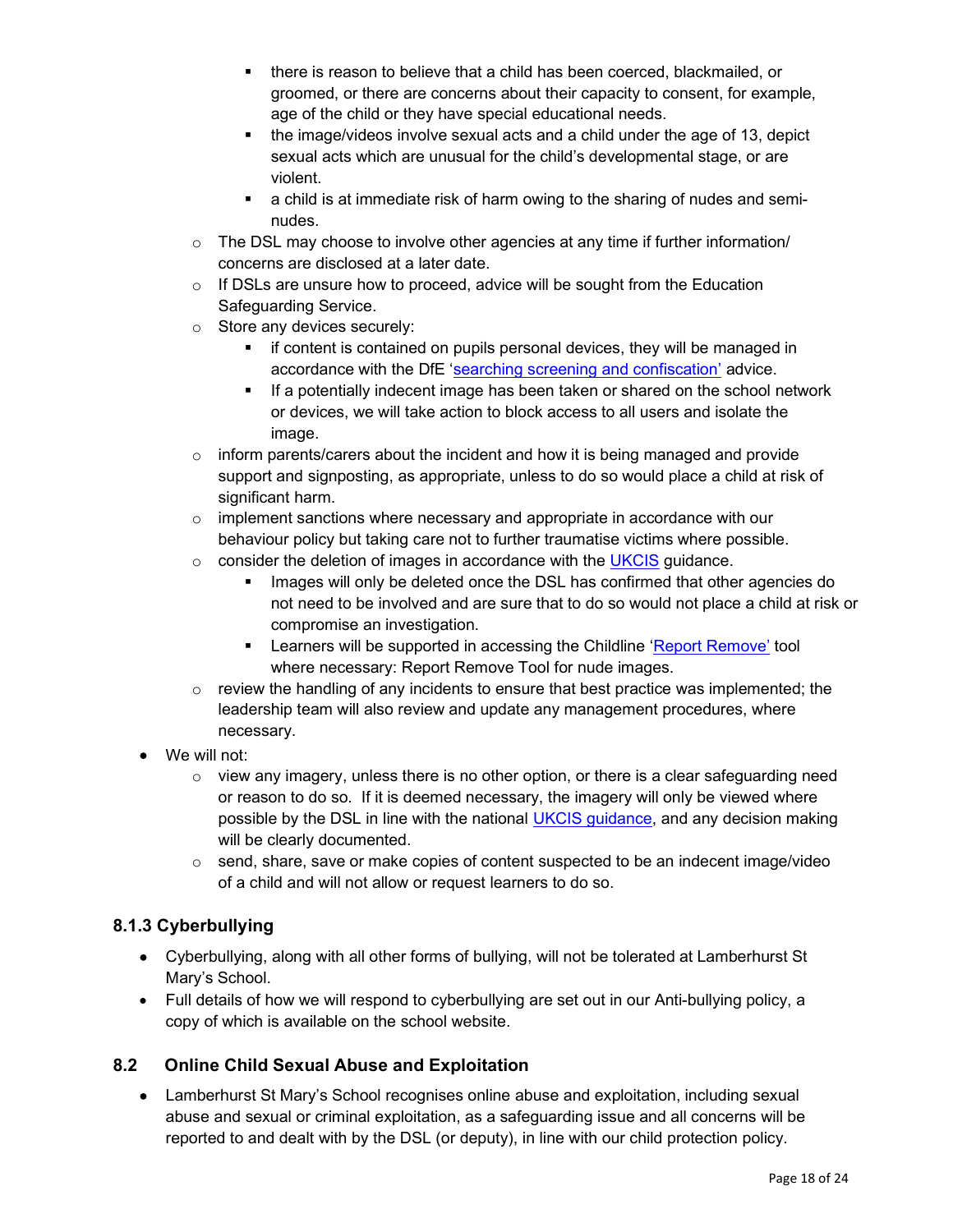- there is reason to believe that a child has been coerced, blackmailed, or groomed, or there are concerns about their capacity to consent, for example, age of the child or they have special educational needs.
        - the image/videos involve sexual acts and a child under the age of 13, depict sexual acts which are unusual for the child's developmental stage, or are violent.
        - a child is at immediate risk of harm owing to the sharing of nudes and semi-nudes.
    - The DSL may choose to involve other agencies at any time if further information/ concerns are disclosed at a later date.
    - If DSLs are unsure how to proceed, advice will be sought from the Education Safeguarding Service.
    - Store any devices securely:
        - if content is contained on pupils personal devices, they will be managed in accordance with the DfE 'searching screening and confiscation' advice.
        - If a potentially indecent image has been taken or shared on the school network or devices, we will take action to block access to all users and isolate the image.
    - inform parents/carers about the incident and how it is being managed and provide support and signposting, as appropriate, unless to do so would place a child at risk of significant harm.
    - implement sanctions where necessary and appropriate in accordance with our behaviour policy but taking care not to further traumatise victims where possible.
    - consider the deletion of images in accordance with the UKCIS guidance.
        - Images will only be deleted once the DSL has confirmed that other agencies do not need to be involved and are sure that to do so would not place a child at risk or compromise an investigation.
        - Learners will be supported in accessing the Childline 'Report Remove' tool where necessary: Report Remove Tool for nude images.
    - review the handling of any incidents to ensure that best practice was implemented; the leadership team will also review and update any management procedures, where necessary.
- We will not:
    - view any imagery, unless there is no other option, or there is a clear safeguarding need or reason to do so. If it is deemed necessary, the imagery will only be viewed where possible by the DSL in line with the national UKCIS guidance, and any decision making will be clearly documented.
    - send, share, save or make copies of content suspected to be an indecent image/video of a child and will not allow or request learners to do so.

### 8.1.3 Cyberbullying

- Cyberbullying, along with all other forms of bullying, will not be tolerated at Lamberhurst St Mary's School.
- Full details of how we will respond to cyberbullying are set out in our Anti-bullying policy, a copy of which is available on the school website.

## 8.2 Online Child Sexual Abuse and Exploitation

- Lamberhurst St Mary's School recognises online abuse and exploitation, including sexual abuse and sexual or criminal exploitation, as a safeguarding issue and all concerns will be reported to and dealt with by the DSL (or deputy), in line with our child protection policy.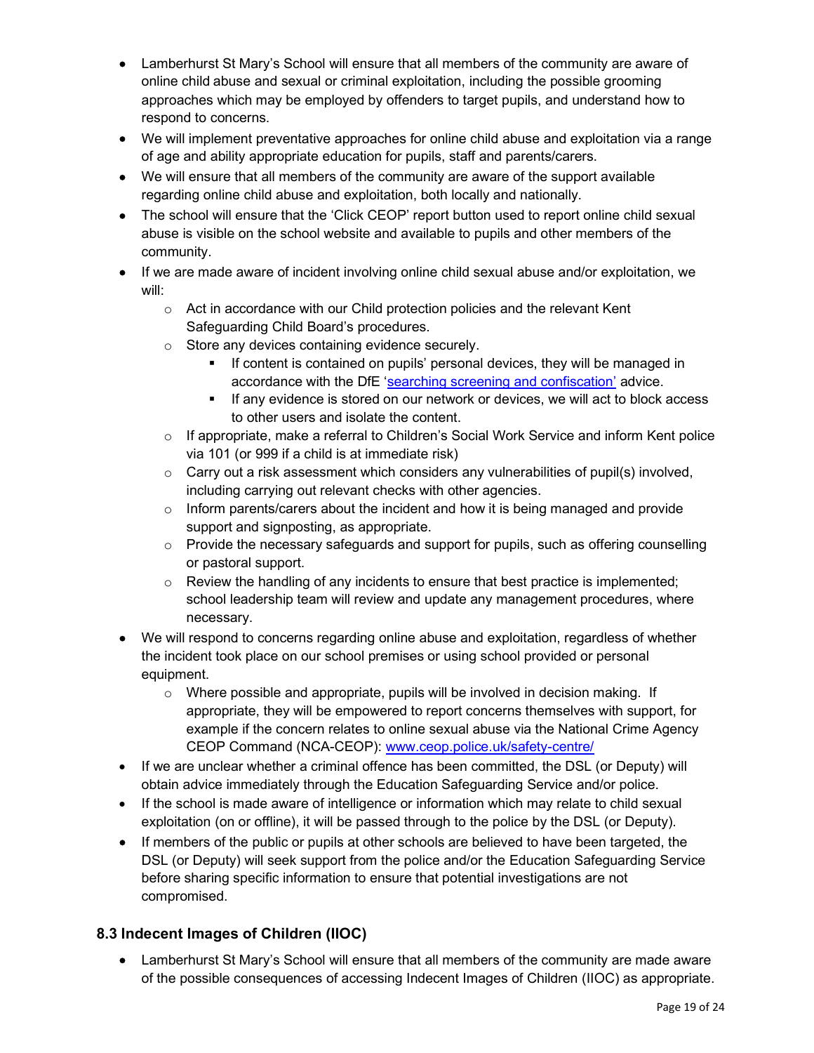- Lamberhurst St Mary's School will ensure that all members of the community are aware of online child abuse and sexual or criminal exploitation, including the possible grooming approaches which may be employed by offenders to target pupils, and understand how to respond to concerns.
- We will implement preventative approaches for online child abuse and exploitation via a range of age and ability appropriate education for pupils, staff and parents/carers.
- We will ensure that all members of the community are aware of the support available regarding online child abuse and exploitation, both locally and nationally.
- The school will ensure that the 'Click CEOP' report button used to report online child sexual abuse is visible on the school website and available to pupils and other members of the community.
- If we are made aware of incident involving online child sexual abuse and/or exploitation, we will:
  - Act in accordance with our Child protection policies and the relevant Kent Safeguarding Child Board's procedures.
  - Store any devices containing evidence securely.
    - If content is contained on pupils' personal devices, they will be managed in accordance with the DfE 'searching screening and confiscation' advice.
    - If any evidence is stored on our network or devices, we will act to block access to other users and isolate the content.
  - If appropriate, make a referral to Children's Social Work Service and inform Kent police via 101 (or 999 if a child is at immediate risk)
  - Carry out a risk assessment which considers any vulnerabilities of pupil(s) involved, including carrying out relevant checks with other agencies.
  - Inform parents/carers about the incident and how it is being managed and provide support and signposting, as appropriate.
  - Provide the necessary safeguards and support for pupils, such as offering counselling or pastoral support.
  - Review the handling of any incidents to ensure that best practice is implemented; school leadership team will review and update any management procedures, where necessary.
- We will respond to concerns regarding online abuse and exploitation, regardless of whether the incident took place on our school premises or using school provided or personal equipment.
  - Where possible and appropriate, pupils will be involved in decision making. If appropriate, they will be empowered to report concerns themselves with support, for example if the concern relates to online sexual abuse via the National Crime Agency CEOP Command (NCA-CEOP): www.ceop.police.uk/safety-centre/
- If we are unclear whether a criminal offence has been committed, the DSL (or Deputy) will obtain advice immediately through the Education Safeguarding Service and/or police.
- If the school is made aware of intelligence or information which may relate to child sexual exploitation (on or offline), it will be passed through to the police by the DSL (or Deputy).
- If members of the public or pupils at other schools are believed to have been targeted, the DSL (or Deputy) will seek support from the police and/or the Education Safeguarding Service before sharing specific information to ensure that potential investigations are not compromised.

### 8.3 Indecent Images of Children (IIOC)

- Lamberhurst St Mary's School will ensure that all members of the community are made aware of the possible consequences of accessing Indecent Images of Children (IIOC) as appropriate.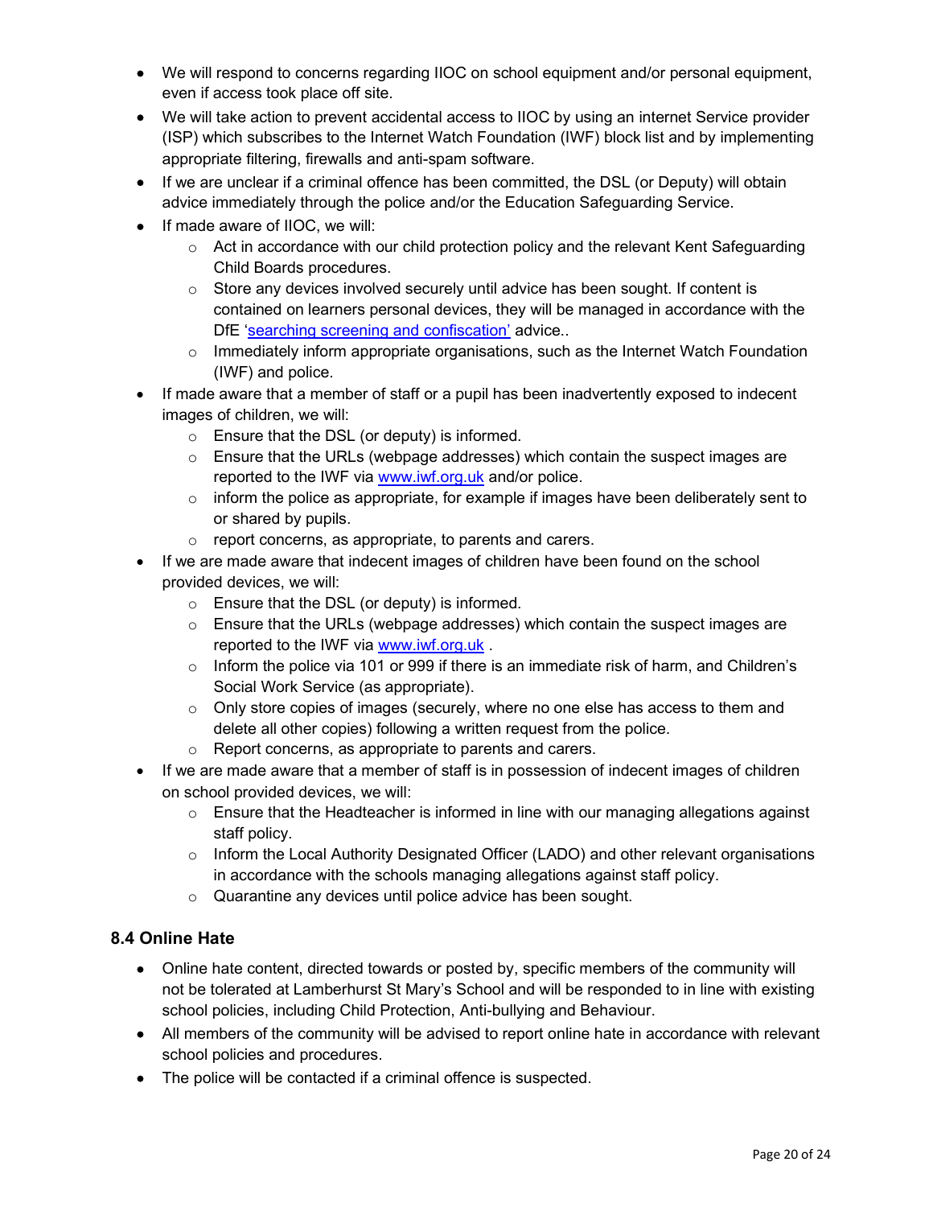- We will respond to concerns regarding IIOC on school equipment and/or personal equipment, even if access took place off site.
- We will take action to prevent accidental access to IIOC by using an internet Service provider (ISP) which subscribes to the Internet Watch Foundation (IWF) block list and by implementing appropriate filtering, firewalls and anti-spam software.
- If we are unclear if a criminal offence has been committed, the DSL (or Deputy) will obtain advice immediately through the police and/or the Education Safeguarding Service.
- If made aware of IIOC, we will:
    - Act in accordance with our child protection policy and the relevant Kent Safeguarding Child Boards procedures.
    - Store any devices involved securely until advice has been sought. If content is contained on learners personal devices, they will be managed in accordance with the DfE '[searching screening and confiscation'](searching screening and confiscation) advice..
    - Immediately inform appropriate organisations, such as the Internet Watch Foundation (IWF) and police.
- If made aware that a member of staff or a pupil has been inadvertently exposed to indecent images of children, we will:
    - Ensure that the DSL (or deputy) is informed.
    - Ensure that the URLs (webpage addresses) which contain the suspect images are reported to the IWF via [www.iwf.org.uk](http://www.iwf.org.uk) and/or police.
    - inform the police as appropriate, for example if images have been deliberately sent to or shared by pupils.
    - report concerns, as appropriate, to parents and carers.
- If we are made aware that indecent images of children have been found on the school provided devices, we will:
    - Ensure that the DSL (or deputy) is informed.
    - Ensure that the URLs (webpage addresses) which contain the suspect images are reported to the IWF via [www.iwf.org.uk](http://www.iwf.org.uk) .
    - Inform the police via 101 or 999 if there is an immediate risk of harm, and Children's Social Work Service (as appropriate).
    - Only store copies of images (securely, where no one else has access to them and delete all other copies) following a written request from the police.
    - Report concerns, as appropriate to parents and carers.
- If we are made aware that a member of staff is in possession of indecent images of children on school provided devices, we will:
    - Ensure that the Headteacher is informed in line with our managing allegations against staff policy.
    - Inform the Local Authority Designated Officer (LADO) and other relevant organisations in accordance with the schools managing allegations against staff policy.
    - Quarantine any devices until police advice has been sought.

### 8.4 Online Hate

- Online hate content, directed towards or posted by, specific members of the community will not be tolerated at Lamberhurst St Mary's School and will be responded to in line with existing school policies, including Child Protection, Anti-bullying and Behaviour.
- All members of the community will be advised to report online hate in accordance with relevant school policies and procedures.
- The police will be contacted if a criminal offence is suspected.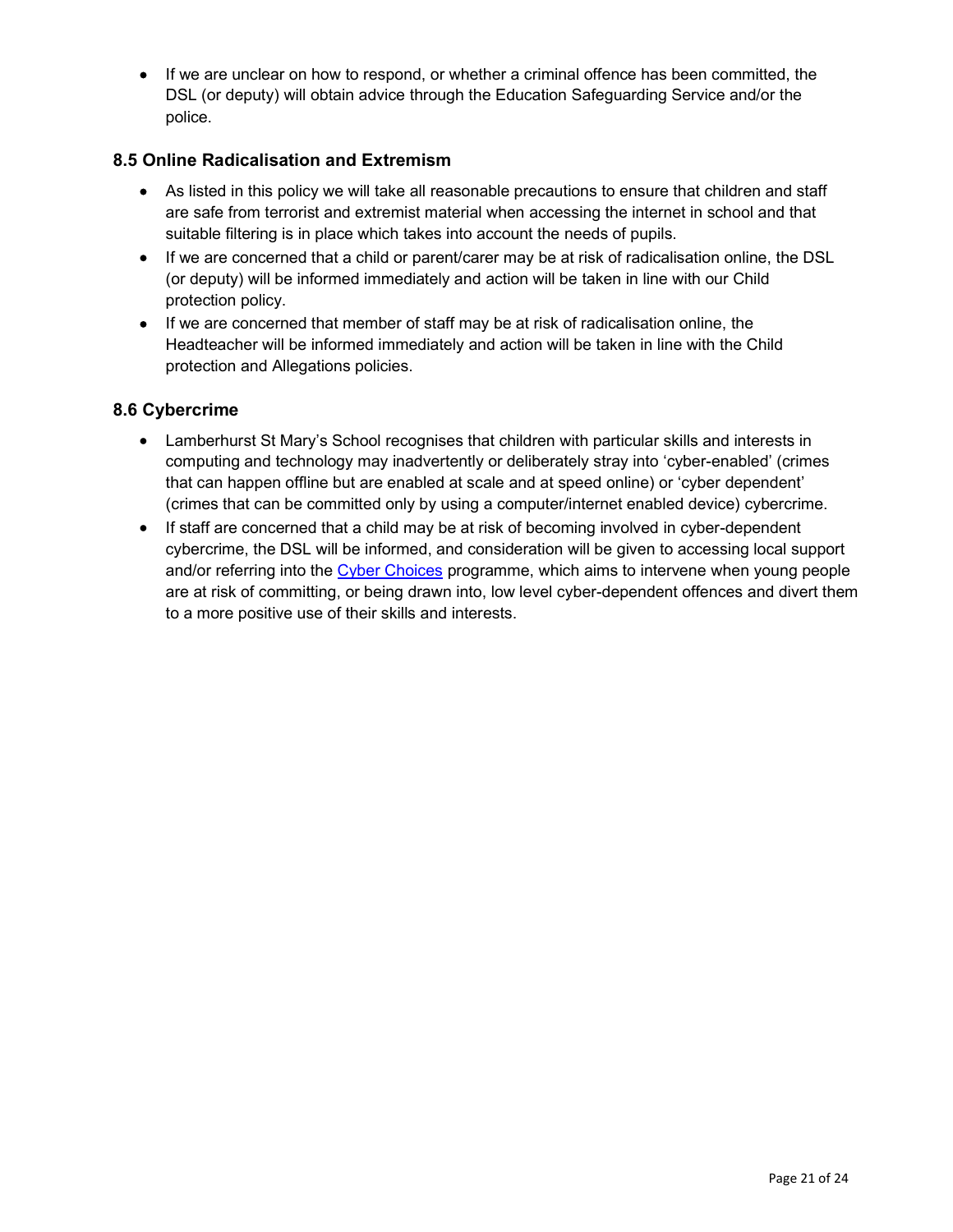- If we are unclear on how to respond, or whether a criminal offence has been committed, the DSL (or deputy) will obtain advice through the Education Safeguarding Service and/or the police.

### 8.5 Online Radicalisation and Extremism

- As listed in this policy we will take all reasonable precautions to ensure that children and staff are safe from terrorist and extremist material when accessing the internet in school and that suitable filtering is in place which takes into account the needs of pupils.
- If we are concerned that a child or parent/carer may be at risk of radicalisation online, the DSL (or deputy) will be informed immediately and action will be taken in line with our Child protection policy.
- If we are concerned that member of staff may be at risk of radicalisation online, the Headteacher will be informed immediately and action will be taken in line with the Child protection and Allegations policies.

### 8.6 Cybercrime

- Lamberhurst St Mary's School recognises that children with particular skills and interests in computing and technology may inadvertently or deliberately stray into 'cyber-enabled' (crimes that can happen offline but are enabled at scale and at speed online) or 'cyber dependent' (crimes that can be committed only by using a computer/internet enabled device) cybercrime.
- If staff are concerned that a child may be at risk of becoming involved in cyber-dependent cybercrime, the DSL will be informed, and consideration will be given to accessing local support and/or referring into the Cyber Choices programme, which aims to intervene when young people are at risk of committing, or being drawn into, low level cyber-dependent offences and divert them to a more positive use of their skills and interests.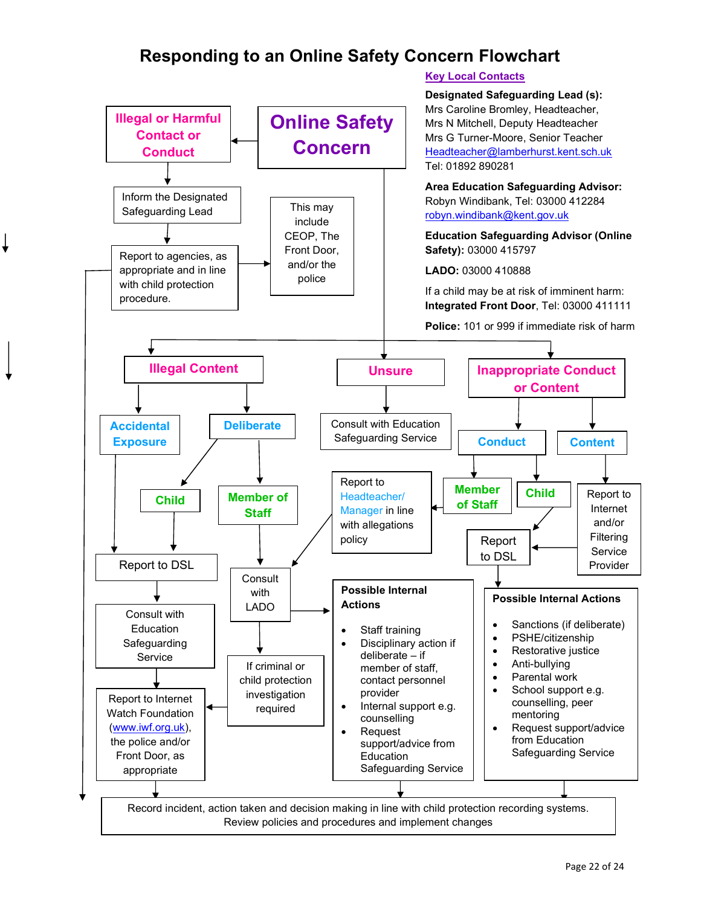# Responding to an Online Safety Concern Flowchart

**Key Local Contacts**

**Designated Safeguarding Lead (s):**
Mrs Caroline Bromley, Headteacher,
Mrs N Mitchell, Deputy Headteacher
Mrs G Turner-Moore, Senior Teacher
Headteacher@lamberhurst.kent.sch.uk
Tel: 01892 890281

**Area Education Safeguarding Advisor:**
Robyn Windibank, Tel: 03000 412284
robyn.windibank@kent.gov.uk

**Education Safeguarding Advisor (Online Safety):** 03000 415797

**LADO:** 03000 410888

If a child may be at risk of imminent harm:
**Integrated Front Door**, Tel: 03000 411111

**Police:** 101 or 999 if immediate risk of harm

## Online Safety Concern

### Illegal or Harmful Contact or Conduct

- Inform the Designated Safeguarding Lead
- Report to agencies, as appropriate and in line with child protection procedure.
  - This may include CEOP, The Front Door, and/or the police

### Illegal Content

**Accidental Exposure**
- Report to DSL

**Deliberate**
- **Child** → Report to DSL
- **Member of Staff** → Consult with LADO
  - If criminal or child protection investigation required → Report to Internet Watch Foundation
  - Otherwise → Possible Internal Actions (see below)

From Report to DSL:
- Consult with Education Safeguarding Service
- Report to Internet Watch Foundation (www.iwf.org.uk), the police and/or Front Door, as appropriate

### Unsure

- Consult with Education Safeguarding Service

### Inappropriate Conduct or Content

**Conduct**
- **Member of Staff** → Report to Headteacher/ Manager in line with allegations policy → Consult with LADO
- **Child** → Report to DSL

**Content**
- Report to Internet and/or Filtering Service Provider → Report to DSL

**Possible Internal Actions** (staff)

- Staff training
- Disciplinary action if deliberate – if member of staff, contact personnel provider
- Internal support e.g. counselling
- Request support/advice from Education Safeguarding Service

**Possible Internal Actions** (child)

- Sanctions (if deliberate)
- PSHE/citizenship
- Restorative justice
- Anti-bullying
- Parental work
- School support e.g. counselling, peer mentoring
- Request support/advice from Education Safeguarding Service

### All routes

Record incident, action taken and decision making in line with child protection recording systems.
Review policies and procedures and implement changes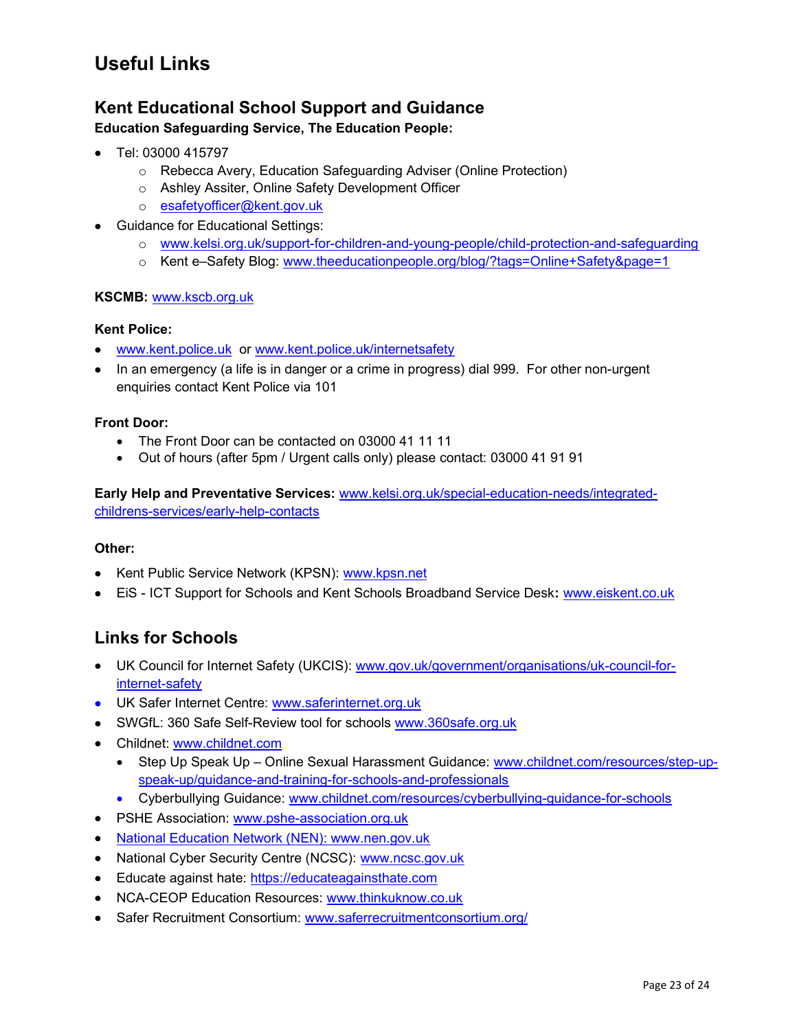# Useful Links

## Kent Educational School Support and Guidance

**Education Safeguarding Service, The Education People:**

- Tel: 03000 415797
    - Rebecca Avery, Education Safeguarding Adviser (Online Protection)
    - Ashley Assiter, Online Safety Development Officer
    - esafetyofficer@kent.gov.uk
- Guidance for Educational Settings:
    - www.kelsi.org.uk/support-for-children-and-young-people/child-protection-and-safeguarding
    - Kent e–Safety Blog: www.theeducationpeople.org/blog/?tags=Online+Safety&page=1

**KSCMB:** www.kscb.org.uk

**Kent Police:**

- www.kent.police.uk or www.kent.police.uk/internetsafety
- In an emergency (a life is in danger or a crime in progress) dial 999. For other non-urgent enquiries contact Kent Police via 101

**Front Door:**

- The Front Door can be contacted on 03000 41 11 11
- Out of hours (after 5pm / Urgent calls only) please contact: 03000 41 91 91

**Early Help and Preventative Services:** www.kelsi.org.uk/special-education-needs/integrated-childrens-services/early-help-contacts

**Other:**

- Kent Public Service Network (KPSN): www.kpsn.net
- EiS - ICT Support for Schools and Kent Schools Broadband Service Desk**:** www.eiskent.co.uk

## Links for Schools

- UK Council for Internet Safety (UKCIS): www.gov.uk/government/organisations/uk-council-for-internet-safety
- UK Safer Internet Centre: www.saferinternet.org.uk
- SWGfL: 360 Safe Self-Review tool for schools www.360safe.org.uk
- Childnet: www.childnet.com
    - Step Up Speak Up – Online Sexual Harassment Guidance: www.childnet.com/resources/step-up-speak-up/guidance-and-training-for-schools-and-professionals
    - Cyberbullying Guidance: www.childnet.com/resources/cyberbullying-guidance-for-schools
- PSHE Association: www.pshe-association.org.uk
- National Education Network (NEN): www.nen.gov.uk
- National Cyber Security Centre (NCSC): www.ncsc.gov.uk
- Educate against hate: https://educateagainsthate.com
- NCA-CEOP Education Resources: www.thinkuknow.co.uk
- Safer Recruitment Consortium: www.saferrecruitmentconsortium.org/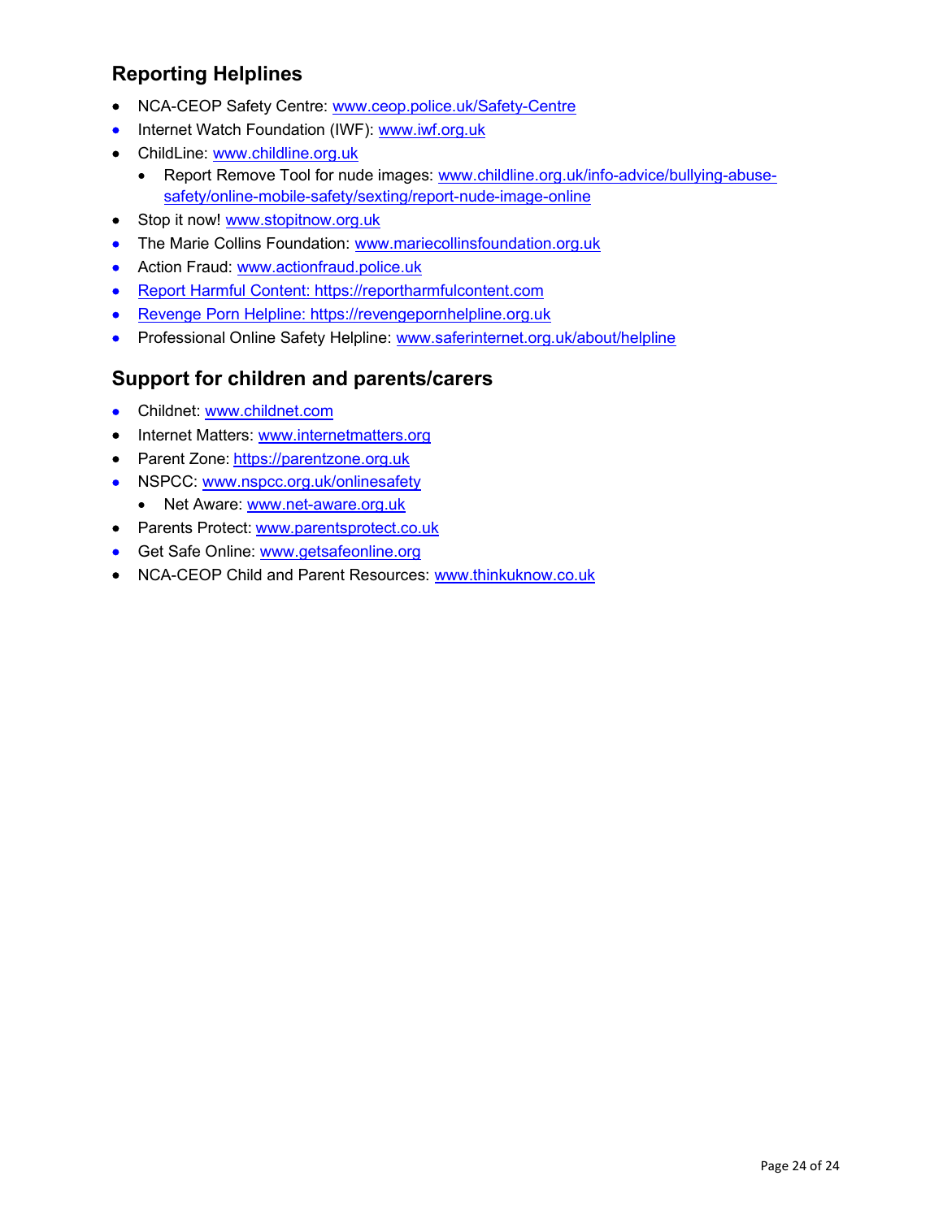## Reporting Helplines

- NCA-CEOP Safety Centre: www.ceop.police.uk/Safety-Centre
- Internet Watch Foundation (IWF): www.iwf.org.uk
- ChildLine: www.childline.org.uk
  - Report Remove Tool for nude images: www.childline.org.uk/info-advice/bullying-abuse-safety/online-mobile-safety/sexting/report-nude-image-online
- Stop it now! www.stopitnow.org.uk
- The Marie Collins Foundation: www.mariecollinsfoundation.org.uk
- Action Fraud: www.actionfraud.police.uk
- Report Harmful Content: https://reportharmfulcontent.com
- Revenge Porn Helpline: https://revengepornhelpline.org.uk
- Professional Online Safety Helpline: www.saferinternet.org.uk/about/helpline

## Support for children and parents/carers

- Childnet: www.childnet.com
- Internet Matters: www.internetmatters.org
- Parent Zone: https://parentzone.org.uk
- NSPCC: www.nspcc.org.uk/onlinesafety
  - Net Aware: www.net-aware.org.uk
- Parents Protect: www.parentsprotect.co.uk
- Get Safe Online: www.getsafeonline.org
- NCA-CEOP Child and Parent Resources: www.thinkuknow.co.uk